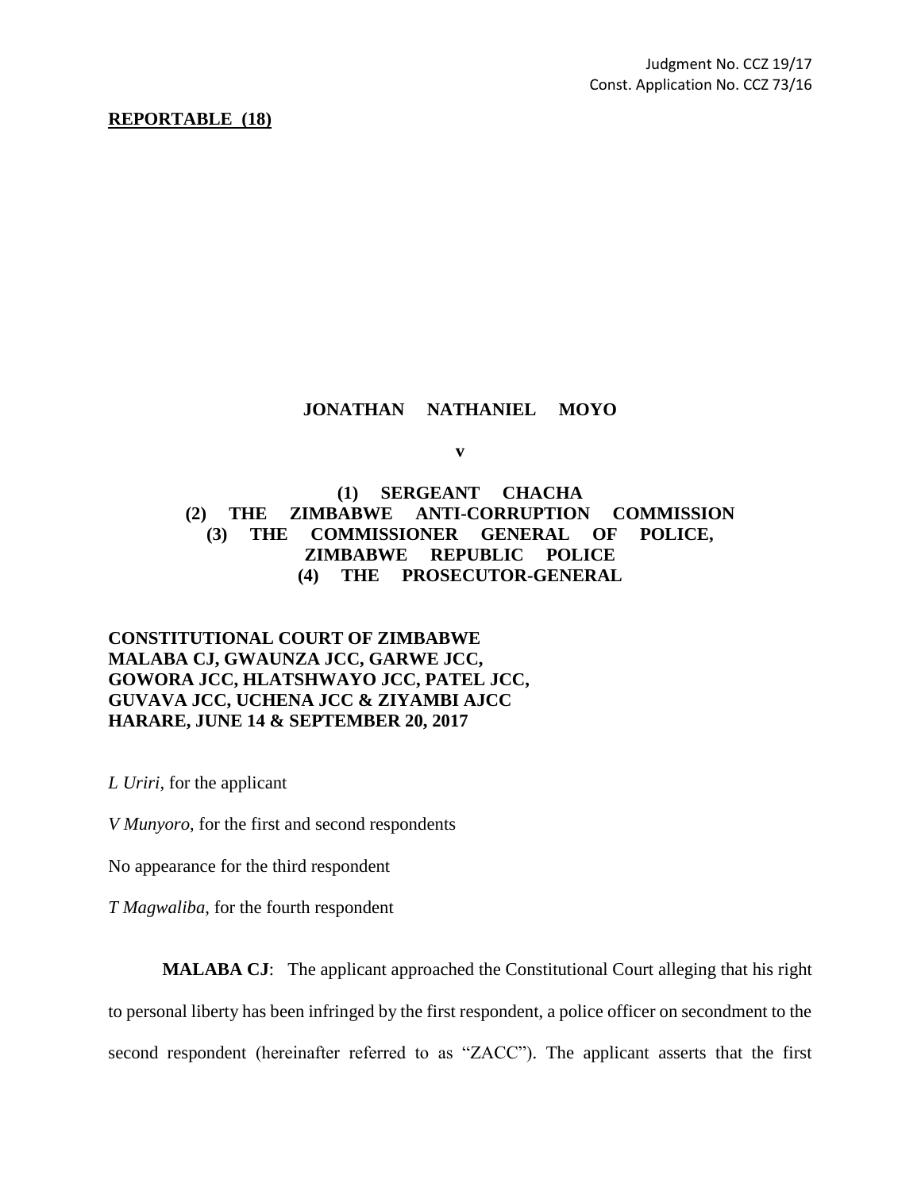Judgment No. CCZ 19/17
Const. Application No. CCZ 73/16

**REPORTABLE (18)**

**JONATHAN NATHANIEL MOYO**

**v**

**(1) SERGEANT CHACHA**
**(2) THE ZIMBABWE ANTI-CORRUPTION COMMISSION**
**(3) THE COMMISSIONER GENERAL OF POLICE, ZIMBABWE REPUBLIC POLICE**
**(4) THE PROSECUTOR-GENERAL**

**CONSTITUTIONAL COURT OF ZIMBABWE**
**MALABA CJ, GWAUNZA JCC, GARWE JCC, GOWORA JCC, HLATSHWAYO JCC, PATEL JCC, GUVAVA JCC, UCHENA JCC & ZIYAMBI AJCC**
**HARARE, JUNE 14 & SEPTEMBER 20, 2017**

*L Uriri*, for the applicant

*V Munyoro*, for the first and second respondents

No appearance for the third respondent

*T Magwaliba*, for the fourth respondent

**MALABA CJ**: The applicant approached the Constitutional Court alleging that his right to personal liberty has been infringed by the first respondent, a police officer on secondment to the second respondent (hereinafter referred to as "ZACC"). The applicant asserts that the first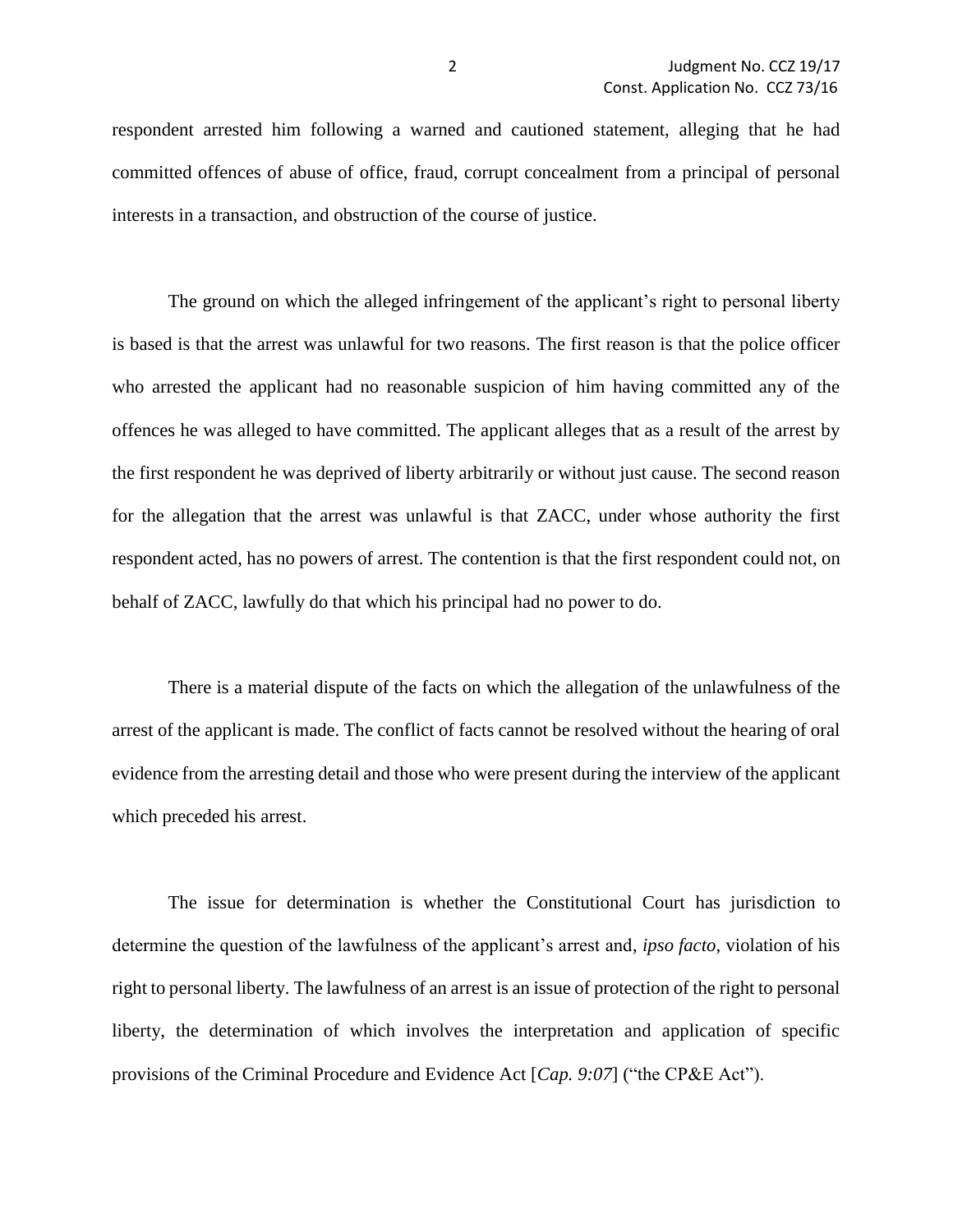respondent arrested him following a warned and cautioned statement, alleging that he had committed offences of abuse of office, fraud, corrupt concealment from a principal of personal interests in a transaction, and obstruction of the course of justice.

The ground on which the alleged infringement of the applicant's right to personal liberty is based is that the arrest was unlawful for two reasons. The first reason is that the police officer who arrested the applicant had no reasonable suspicion of him having committed any of the offences he was alleged to have committed. The applicant alleges that as a result of the arrest by the first respondent he was deprived of liberty arbitrarily or without just cause. The second reason for the allegation that the arrest was unlawful is that ZACC, under whose authority the first respondent acted, has no powers of arrest. The contention is that the first respondent could not, on behalf of ZACC, lawfully do that which his principal had no power to do.

There is a material dispute of the facts on which the allegation of the unlawfulness of the arrest of the applicant is made. The conflict of facts cannot be resolved without the hearing of oral evidence from the arresting detail and those who were present during the interview of the applicant which preceded his arrest.

The issue for determination is whether the Constitutional Court has jurisdiction to determine the question of the lawfulness of the applicant's arrest and, *ipso facto*, violation of his right to personal liberty. The lawfulness of an arrest is an issue of protection of the right to personal liberty, the determination of which involves the interpretation and application of specific provisions of the Criminal Procedure and Evidence Act [*Cap. 9:07*] ("the CP&E Act").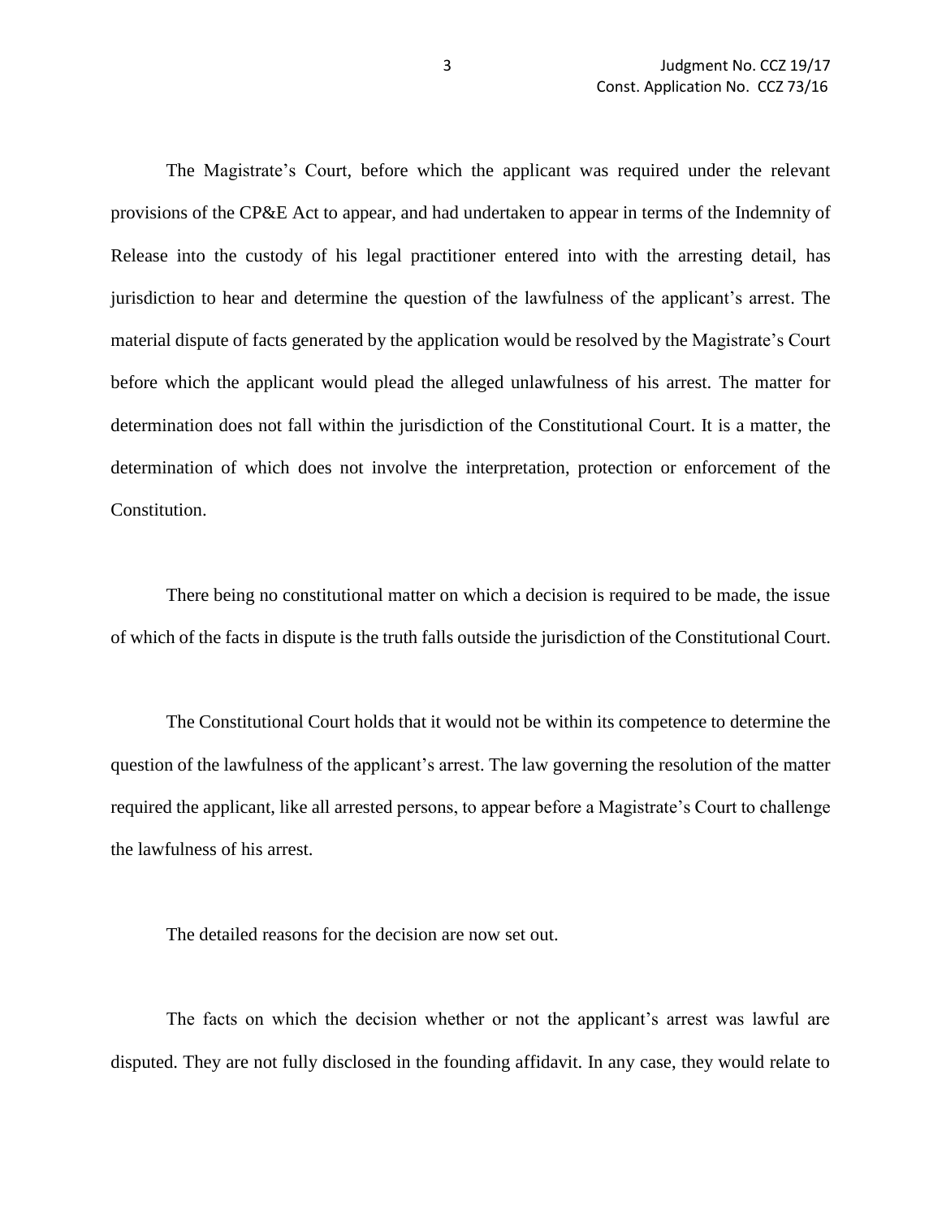The Magistrate's Court, before which the applicant was required under the relevant provisions of the CP&E Act to appear, and had undertaken to appear in terms of the Indemnity of Release into the custody of his legal practitioner entered into with the arresting detail, has jurisdiction to hear and determine the question of the lawfulness of the applicant's arrest. The material dispute of facts generated by the application would be resolved by the Magistrate's Court before which the applicant would plead the alleged unlawfulness of his arrest. The matter for determination does not fall within the jurisdiction of the Constitutional Court. It is a matter, the determination of which does not involve the interpretation, protection or enforcement of the Constitution.

There being no constitutional matter on which a decision is required to be made, the issue of which of the facts in dispute is the truth falls outside the jurisdiction of the Constitutional Court.

The Constitutional Court holds that it would not be within its competence to determine the question of the lawfulness of the applicant's arrest. The law governing the resolution of the matter required the applicant, like all arrested persons, to appear before a Magistrate's Court to challenge the lawfulness of his arrest.

The detailed reasons for the decision are now set out.

The facts on which the decision whether or not the applicant's arrest was lawful are disputed. They are not fully disclosed in the founding affidavit. In any case, they would relate to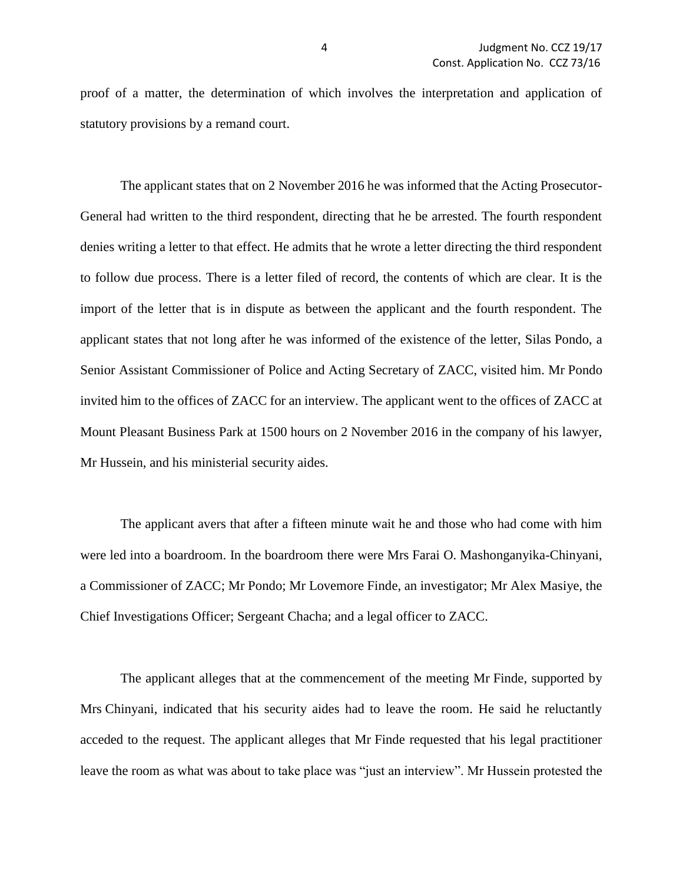proof of a matter, the determination of which involves the interpretation and application of statutory provisions by a remand court.

The applicant states that on 2 November 2016 he was informed that the Acting Prosecutor-General had written to the third respondent, directing that he be arrested. The fourth respondent denies writing a letter to that effect. He admits that he wrote a letter directing the third respondent to follow due process. There is a letter filed of record, the contents of which are clear. It is the import of the letter that is in dispute as between the applicant and the fourth respondent. The applicant states that not long after he was informed of the existence of the letter, Silas Pondo, a Senior Assistant Commissioner of Police and Acting Secretary of ZACC, visited him. Mr Pondo invited him to the offices of ZACC for an interview. The applicant went to the offices of ZACC at Mount Pleasant Business Park at 1500 hours on 2 November 2016 in the company of his lawyer, Mr Hussein, and his ministerial security aides.

The applicant avers that after a fifteen minute wait he and those who had come with him were led into a boardroom. In the boardroom there were Mrs Farai O. Mashonganyika-Chinyani, a Commissioner of ZACC; Mr Pondo; Mr Lovemore Finde, an investigator; Mr Alex Masiye, the Chief Investigations Officer; Sergeant Chacha; and a legal officer to ZACC.

The applicant alleges that at the commencement of the meeting Mr Finde, supported by Mrs Chinyani, indicated that his security aides had to leave the room. He said he reluctantly acceded to the request. The applicant alleges that Mr Finde requested that his legal practitioner leave the room as what was about to take place was "just an interview". Mr Hussein protested the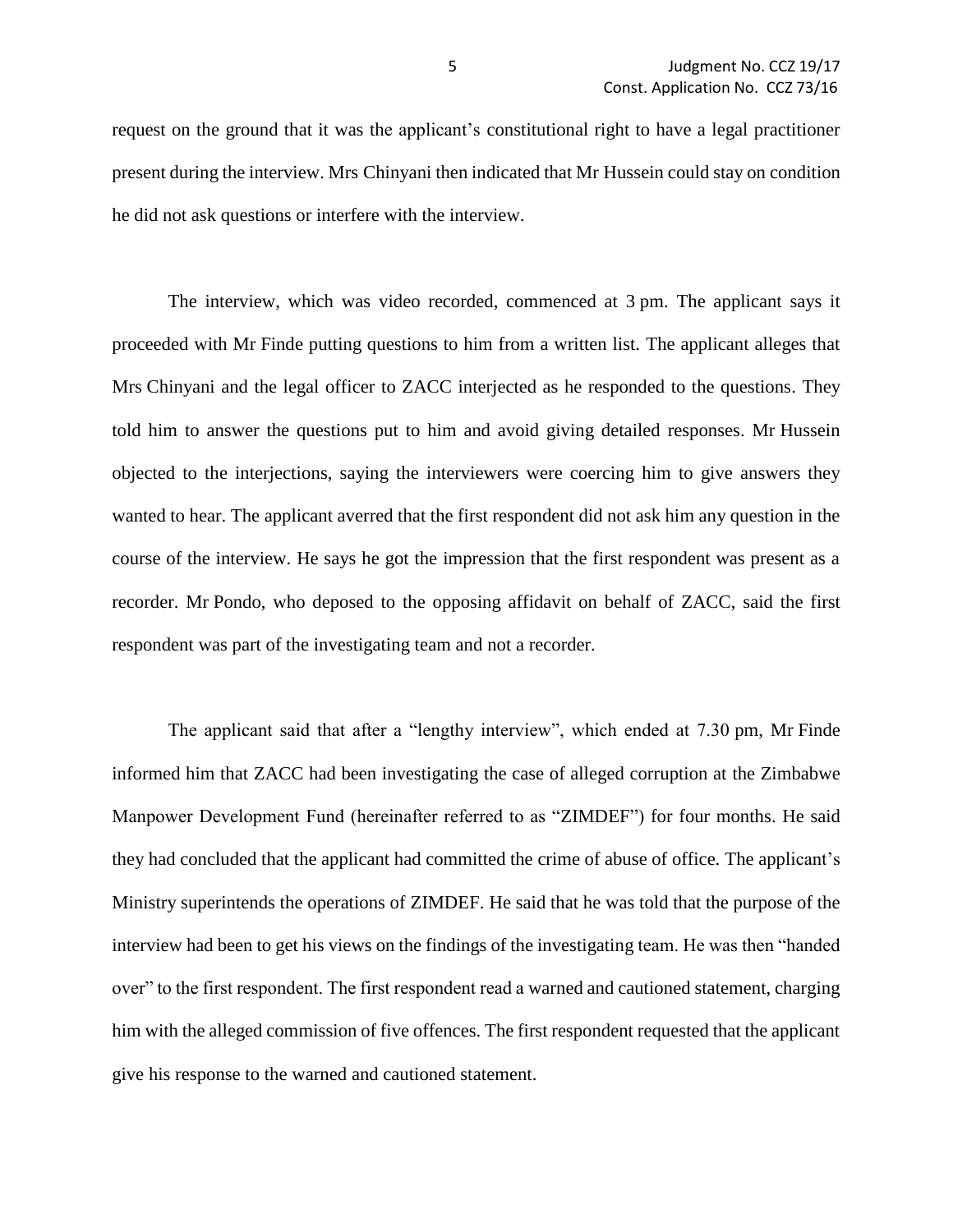request on the ground that it was the applicant's constitutional right to have a legal practitioner present during the interview. Mrs Chinyani then indicated that Mr Hussein could stay on condition he did not ask questions or interfere with the interview.

The interview, which was video recorded, commenced at 3 pm. The applicant says it proceeded with Mr Finde putting questions to him from a written list. The applicant alleges that Mrs Chinyani and the legal officer to ZACC interjected as he responded to the questions. They told him to answer the questions put to him and avoid giving detailed responses. Mr Hussein objected to the interjections, saying the interviewers were coercing him to give answers they wanted to hear. The applicant averred that the first respondent did not ask him any question in the course of the interview. He says he got the impression that the first respondent was present as a recorder. Mr Pondo, who deposed to the opposing affidavit on behalf of ZACC, said the first respondent was part of the investigating team and not a recorder.

The applicant said that after a "lengthy interview", which ended at 7.30 pm, Mr Finde informed him that ZACC had been investigating the case of alleged corruption at the Zimbabwe Manpower Development Fund (hereinafter referred to as "ZIMDEF") for four months. He said they had concluded that the applicant had committed the crime of abuse of office. The applicant's Ministry superintends the operations of ZIMDEF. He said that he was told that the purpose of the interview had been to get his views on the findings of the investigating team. He was then "handed over" to the first respondent. The first respondent read a warned and cautioned statement, charging him with the alleged commission of five offences. The first respondent requested that the applicant give his response to the warned and cautioned statement.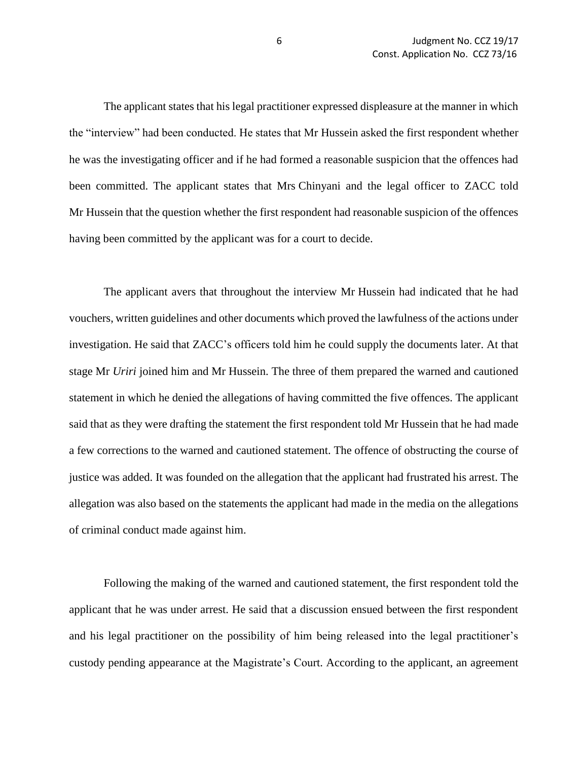The applicant states that his legal practitioner expressed displeasure at the manner in which the "interview" had been conducted. He states that Mr Hussein asked the first respondent whether he was the investigating officer and if he had formed a reasonable suspicion that the offences had been committed. The applicant states that Mrs Chinyani and the legal officer to ZACC told Mr Hussein that the question whether the first respondent had reasonable suspicion of the offences having been committed by the applicant was for a court to decide.

The applicant avers that throughout the interview Mr Hussein had indicated that he had vouchers, written guidelines and other documents which proved the lawfulness of the actions under investigation. He said that ZACC's officers told him he could supply the documents later. At that stage Mr *Uriri* joined him and Mr Hussein. The three of them prepared the warned and cautioned statement in which he denied the allegations of having committed the five offences. The applicant said that as they were drafting the statement the first respondent told Mr Hussein that he had made a few corrections to the warned and cautioned statement. The offence of obstructing the course of justice was added. It was founded on the allegation that the applicant had frustrated his arrest. The allegation was also based on the statements the applicant had made in the media on the allegations of criminal conduct made against him.

Following the making of the warned and cautioned statement, the first respondent told the applicant that he was under arrest. He said that a discussion ensued between the first respondent and his legal practitioner on the possibility of him being released into the legal practitioner's custody pending appearance at the Magistrate's Court. According to the applicant, an agreement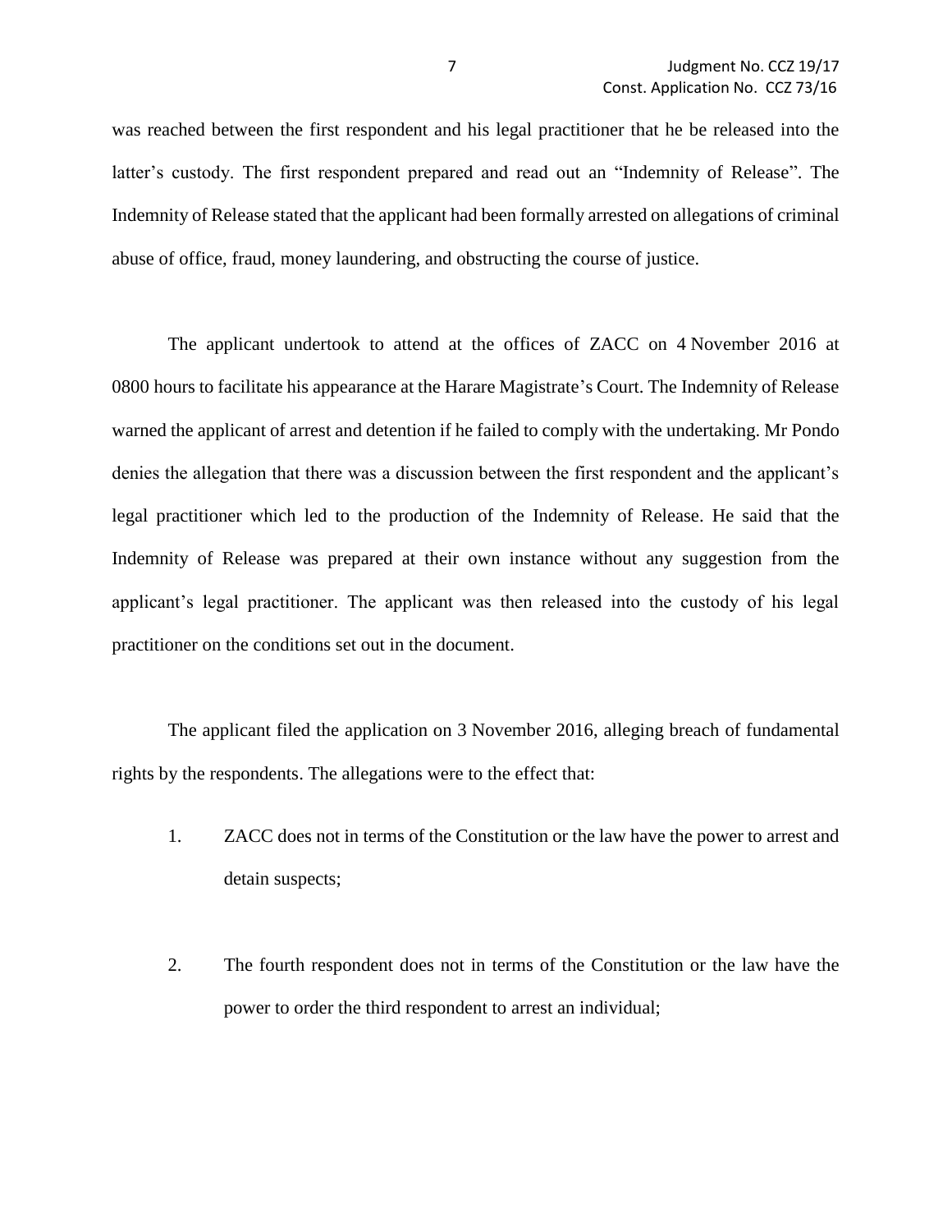was reached between the first respondent and his legal practitioner that he be released into the latter's custody. The first respondent prepared and read out an "Indemnity of Release". The Indemnity of Release stated that the applicant had been formally arrested on allegations of criminal abuse of office, fraud, money laundering, and obstructing the course of justice.

The applicant undertook to attend at the offices of ZACC on 4 November 2016 at 0800 hours to facilitate his appearance at the Harare Magistrate's Court. The Indemnity of Release warned the applicant of arrest and detention if he failed to comply with the undertaking. Mr Pondo denies the allegation that there was a discussion between the first respondent and the applicant's legal practitioner which led to the production of the Indemnity of Release. He said that the Indemnity of Release was prepared at their own instance without any suggestion from the applicant's legal practitioner. The applicant was then released into the custody of his legal practitioner on the conditions set out in the document.

The applicant filed the application on 3 November 2016, alleging breach of fundamental rights by the respondents. The allegations were to the effect that:

1. ZACC does not in terms of the Constitution or the law have the power to arrest and detain suspects;

2. The fourth respondent does not in terms of the Constitution or the law have the power to order the third respondent to arrest an individual;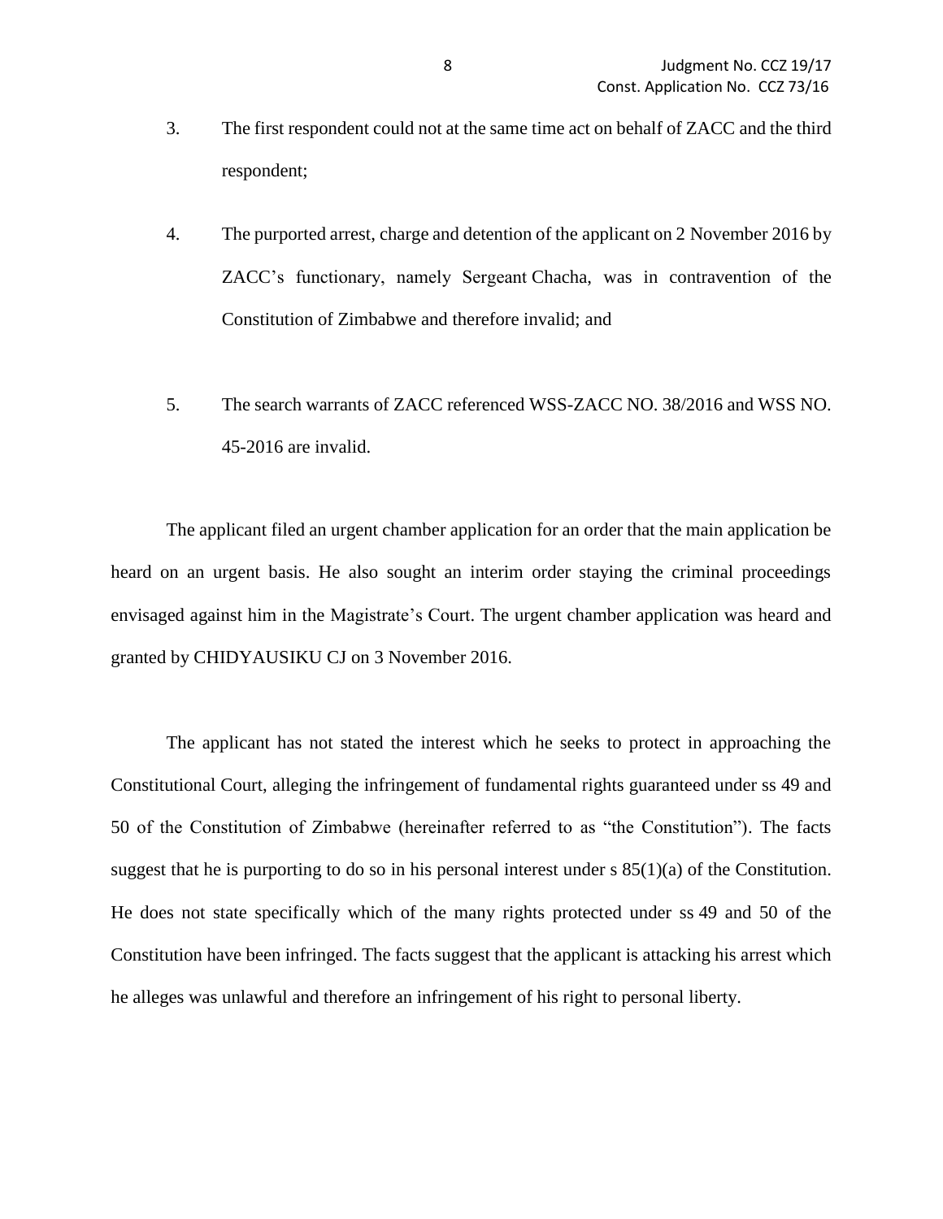3. The first respondent could not at the same time act on behalf of ZACC and the third respondent;

4. The purported arrest, charge and detention of the applicant on 2 November 2016 by ZACC's functionary, namely Sergeant Chacha, was in contravention of the Constitution of Zimbabwe and therefore invalid; and

5. The search warrants of ZACC referenced WSS-ZACC NO. 38/2016 and WSS NO. 45-2016 are invalid.

The applicant filed an urgent chamber application for an order that the main application be heard on an urgent basis. He also sought an interim order staying the criminal proceedings envisaged against him in the Magistrate's Court. The urgent chamber application was heard and granted by CHIDYAUSIKU CJ on 3 November 2016.

The applicant has not stated the interest which he seeks to protect in approaching the Constitutional Court, alleging the infringement of fundamental rights guaranteed under ss 49 and 50 of the Constitution of Zimbabwe (hereinafter referred to as "the Constitution"). The facts suggest that he is purporting to do so in his personal interest under s 85(1)(a) of the Constitution. He does not state specifically which of the many rights protected under ss 49 and 50 of the Constitution have been infringed. The facts suggest that the applicant is attacking his arrest which he alleges was unlawful and therefore an infringement of his right to personal liberty.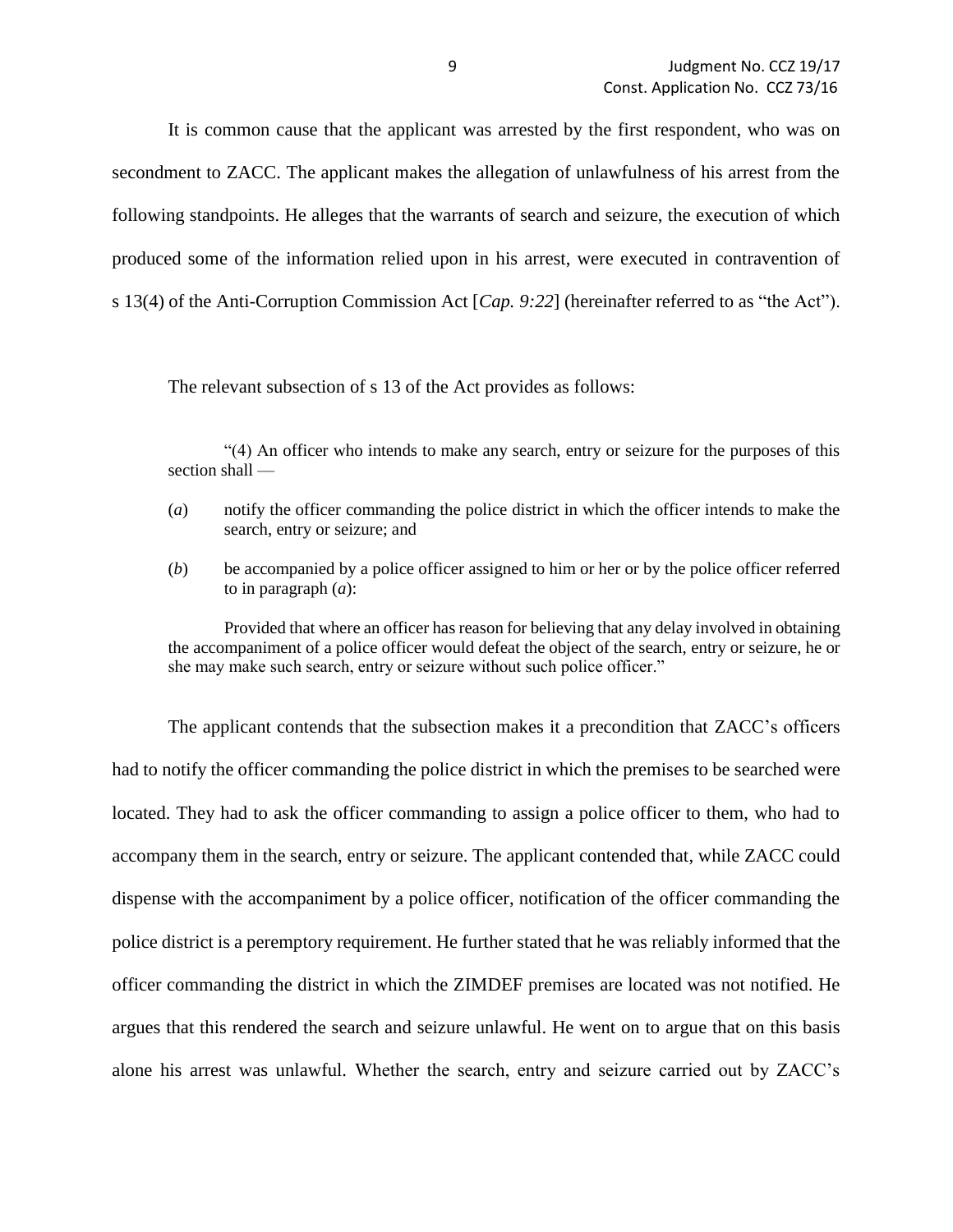It is common cause that the applicant was arrested by the first respondent, who was on secondment to ZACC. The applicant makes the allegation of unlawfulness of his arrest from the following standpoints. He alleges that the warrants of search and seizure, the execution of which produced some of the information relied upon in his arrest, were executed in contravention of s 13(4) of the Anti-Corruption Commission Act [*Cap. 9:22*] (hereinafter referred to as "the Act").

The relevant subsection of s 13 of the Act provides as follows:

> "(4) An officer who intends to make any search, entry or seizure for the purposes of this section shall —
>
> (*a*) notify the officer commanding the police district in which the officer intends to make the search, entry or seizure; and
>
> (*b*) be accompanied by a police officer assigned to him or her or by the police officer referred to in paragraph (*a*):
>
> Provided that where an officer has reason for believing that any delay involved in obtaining the accompaniment of a police officer would defeat the object of the search, entry or seizure, he or she may make such search, entry or seizure without such police officer."

The applicant contends that the subsection makes it a precondition that ZACC's officers had to notify the officer commanding the police district in which the premises to be searched were located. They had to ask the officer commanding to assign a police officer to them, who had to accompany them in the search, entry or seizure. The applicant contended that, while ZACC could dispense with the accompaniment by a police officer, notification of the officer commanding the police district is a peremptory requirement. He further stated that he was reliably informed that the officer commanding the district in which the ZIMDEF premises are located was not notified. He argues that this rendered the search and seizure unlawful. He went on to argue that on this basis alone his arrest was unlawful. Whether the search, entry and seizure carried out by ZACC's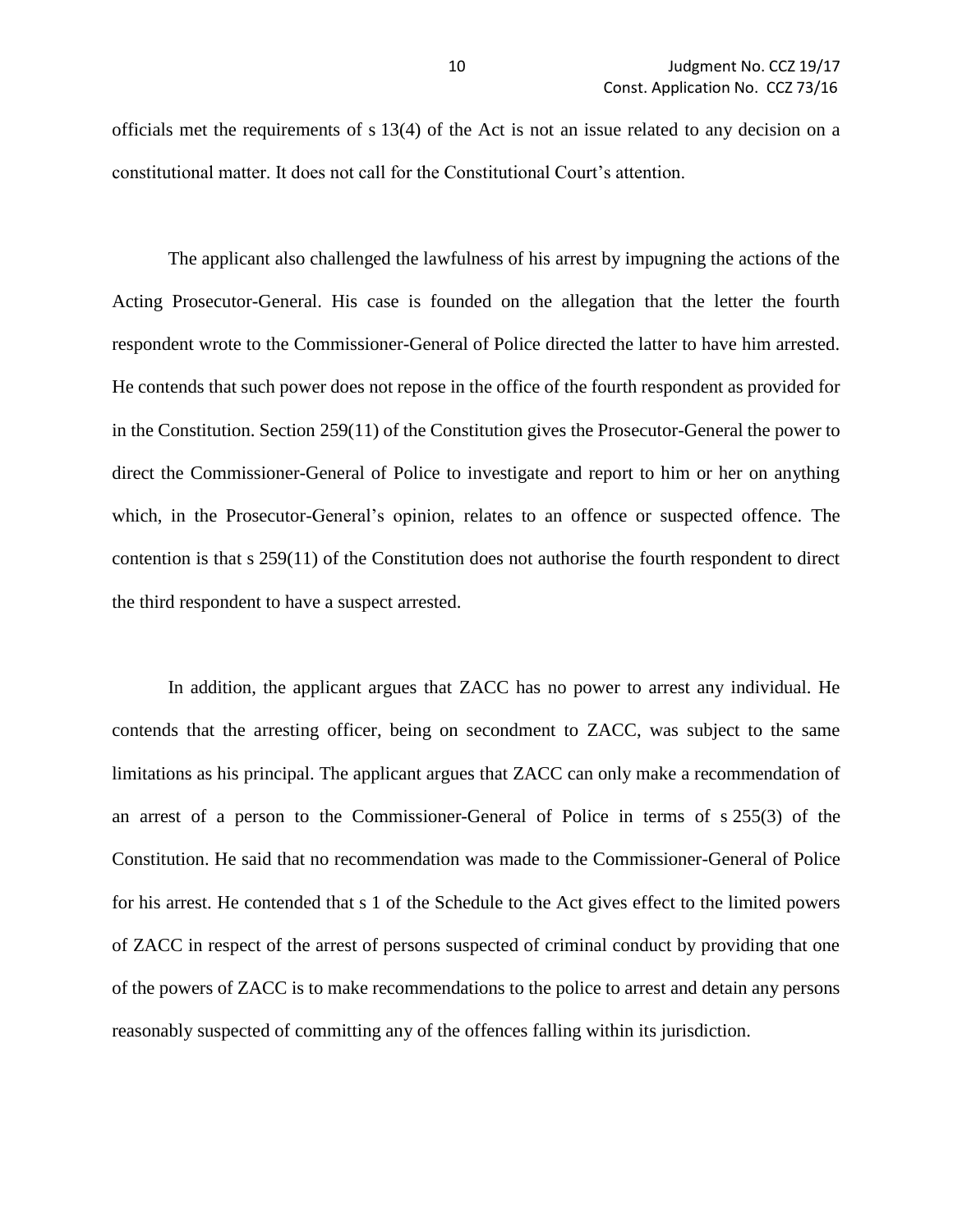officials met the requirements of s 13(4) of the Act is not an issue related to any decision on a constitutional matter. It does not call for the Constitutional Court's attention.

The applicant also challenged the lawfulness of his arrest by impugning the actions of the Acting Prosecutor-General. His case is founded on the allegation that the letter the fourth respondent wrote to the Commissioner-General of Police directed the latter to have him arrested. He contends that such power does not repose in the office of the fourth respondent as provided for in the Constitution. Section 259(11) of the Constitution gives the Prosecutor-General the power to direct the Commissioner-General of Police to investigate and report to him or her on anything which, in the Prosecutor-General's opinion, relates to an offence or suspected offence. The contention is that s 259(11) of the Constitution does not authorise the fourth respondent to direct the third respondent to have a suspect arrested.

In addition, the applicant argues that ZACC has no power to arrest any individual. He contends that the arresting officer, being on secondment to ZACC, was subject to the same limitations as his principal. The applicant argues that ZACC can only make a recommendation of an arrest of a person to the Commissioner-General of Police in terms of s 255(3) of the Constitution. He said that no recommendation was made to the Commissioner-General of Police for his arrest. He contended that s 1 of the Schedule to the Act gives effect to the limited powers of ZACC in respect of the arrest of persons suspected of criminal conduct by providing that one of the powers of ZACC is to make recommendations to the police to arrest and detain any persons reasonably suspected of committing any of the offences falling within its jurisdiction.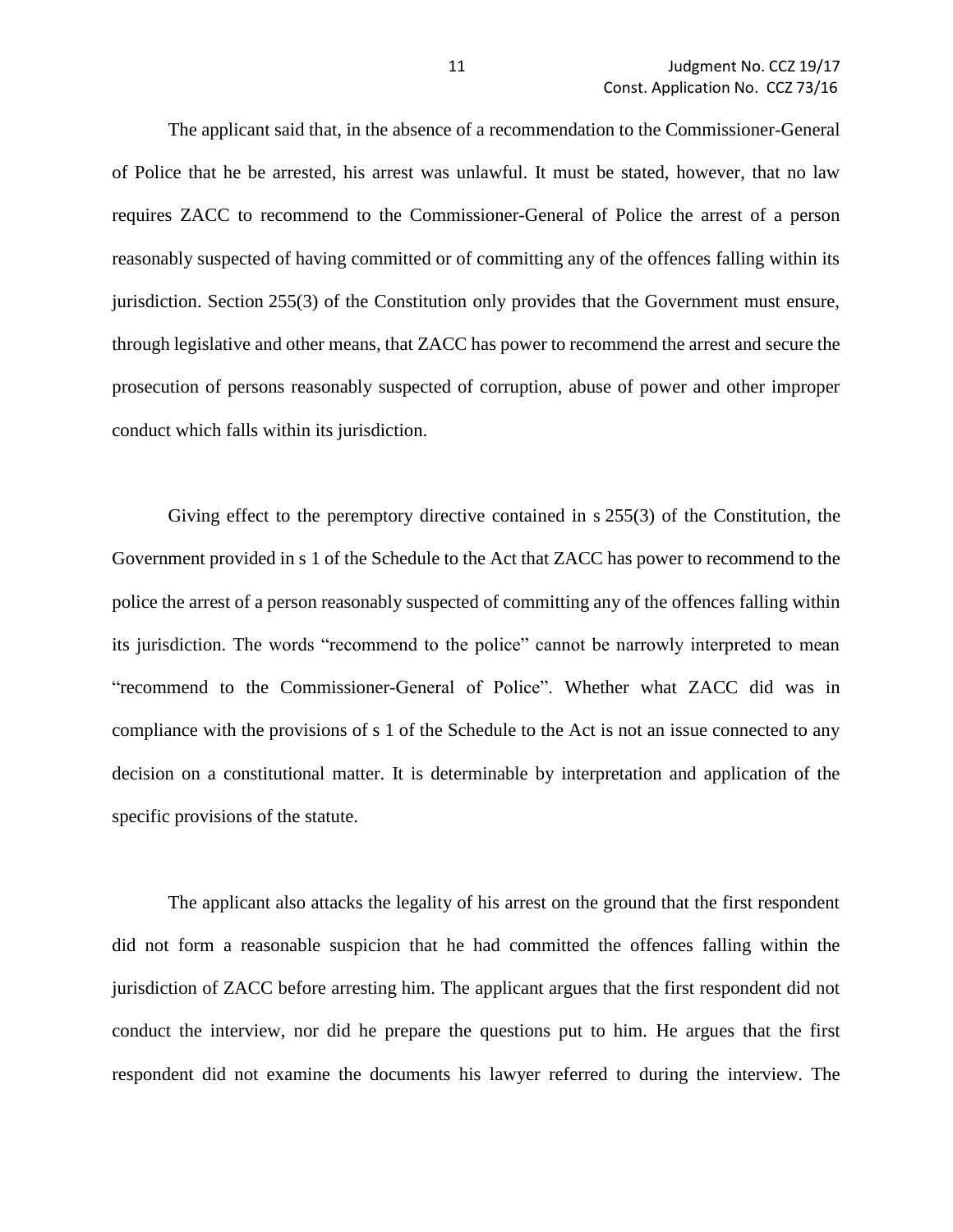The applicant said that, in the absence of a recommendation to the Commissioner-General of Police that he be arrested, his arrest was unlawful. It must be stated, however, that no law requires ZACC to recommend to the Commissioner-General of Police the arrest of a person reasonably suspected of having committed or of committing any of the offences falling within its jurisdiction. Section 255(3) of the Constitution only provides that the Government must ensure, through legislative and other means, that ZACC has power to recommend the arrest and secure the prosecution of persons reasonably suspected of corruption, abuse of power and other improper conduct which falls within its jurisdiction.

Giving effect to the peremptory directive contained in s 255(3) of the Constitution, the Government provided in s 1 of the Schedule to the Act that ZACC has power to recommend to the police the arrest of a person reasonably suspected of committing any of the offences falling within its jurisdiction. The words "recommend to the police" cannot be narrowly interpreted to mean "recommend to the Commissioner-General of Police". Whether what ZACC did was in compliance with the provisions of s 1 of the Schedule to the Act is not an issue connected to any decision on a constitutional matter. It is determinable by interpretation and application of the specific provisions of the statute.

The applicant also attacks the legality of his arrest on the ground that the first respondent did not form a reasonable suspicion that he had committed the offences falling within the jurisdiction of ZACC before arresting him. The applicant argues that the first respondent did not conduct the interview, nor did he prepare the questions put to him. He argues that the first respondent did not examine the documents his lawyer referred to during the interview. The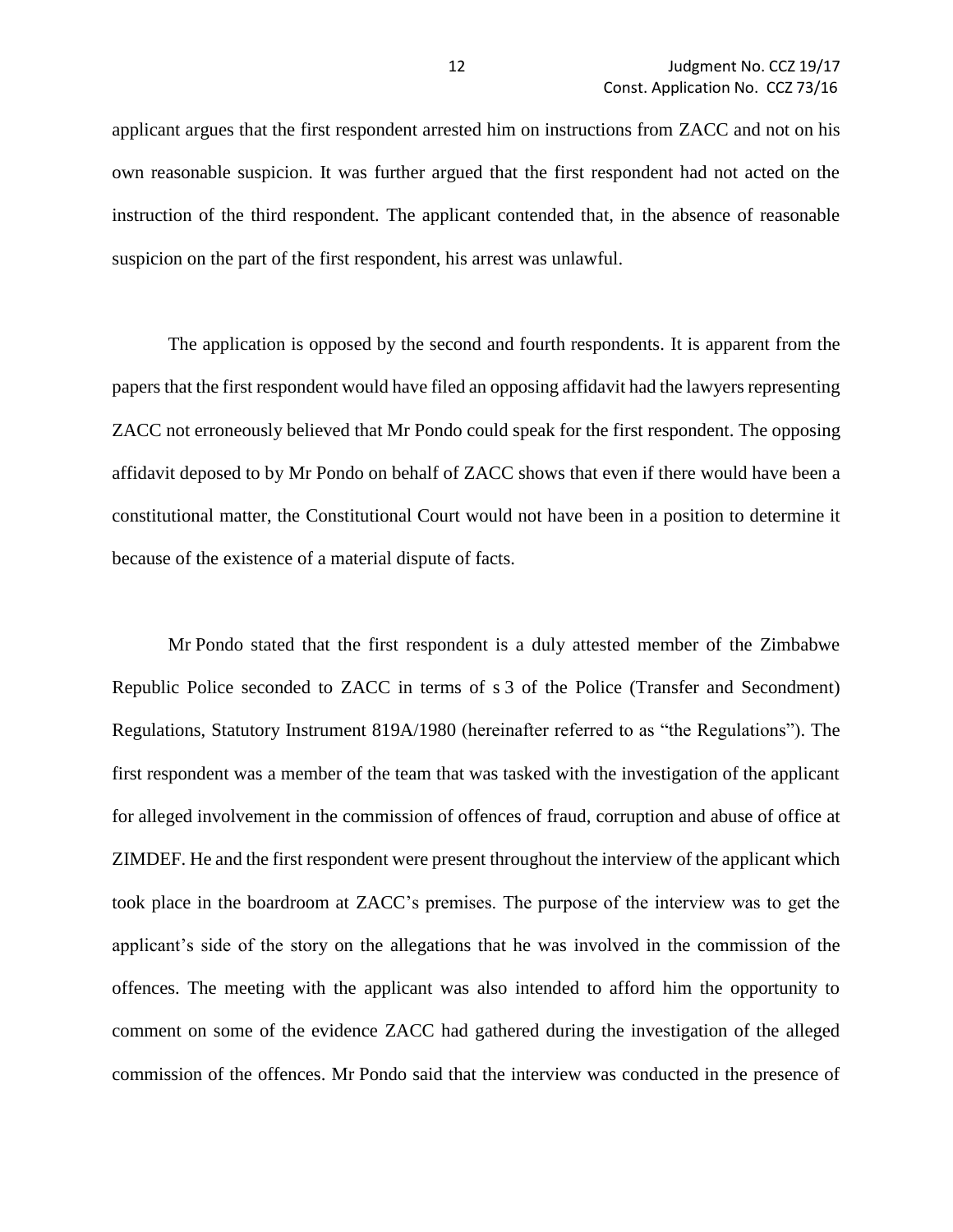applicant argues that the first respondent arrested him on instructions from ZACC and not on his own reasonable suspicion. It was further argued that the first respondent had not acted on the instruction of the third respondent. The applicant contended that, in the absence of reasonable suspicion on the part of the first respondent, his arrest was unlawful.

The application is opposed by the second and fourth respondents. It is apparent from the papers that the first respondent would have filed an opposing affidavit had the lawyers representing ZACC not erroneously believed that Mr Pondo could speak for the first respondent. The opposing affidavit deposed to by Mr Pondo on behalf of ZACC shows that even if there would have been a constitutional matter, the Constitutional Court would not have been in a position to determine it because of the existence of a material dispute of facts.

Mr Pondo stated that the first respondent is a duly attested member of the Zimbabwe Republic Police seconded to ZACC in terms of s 3 of the Police (Transfer and Secondment) Regulations, Statutory Instrument 819A/1980 (hereinafter referred to as "the Regulations"). The first respondent was a member of the team that was tasked with the investigation of the applicant for alleged involvement in the commission of offences of fraud, corruption and abuse of office at ZIMDEF. He and the first respondent were present throughout the interview of the applicant which took place in the boardroom at ZACC's premises. The purpose of the interview was to get the applicant's side of the story on the allegations that he was involved in the commission of the offences. The meeting with the applicant was also intended to afford him the opportunity to comment on some of the evidence ZACC had gathered during the investigation of the alleged commission of the offences. Mr Pondo said that the interview was conducted in the presence of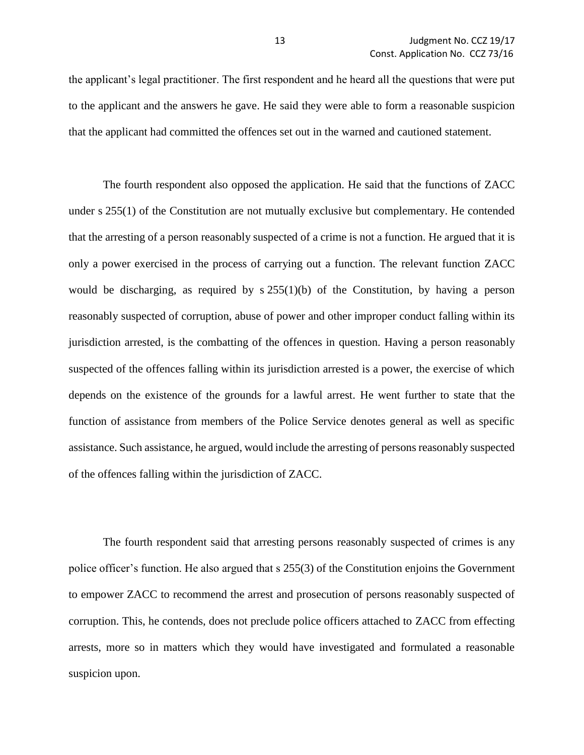the applicant's legal practitioner. The first respondent and he heard all the questions that were put to the applicant and the answers he gave. He said they were able to form a reasonable suspicion that the applicant had committed the offences set out in the warned and cautioned statement.

The fourth respondent also opposed the application. He said that the functions of ZACC under s 255(1) of the Constitution are not mutually exclusive but complementary. He contended that the arresting of a person reasonably suspected of a crime is not a function. He argued that it is only a power exercised in the process of carrying out a function. The relevant function ZACC would be discharging, as required by s 255(1)(b) of the Constitution, by having a person reasonably suspected of corruption, abuse of power and other improper conduct falling within its jurisdiction arrested, is the combatting of the offences in question. Having a person reasonably suspected of the offences falling within its jurisdiction arrested is a power, the exercise of which depends on the existence of the grounds for a lawful arrest. He went further to state that the function of assistance from members of the Police Service denotes general as well as specific assistance. Such assistance, he argued, would include the arresting of persons reasonably suspected of the offences falling within the jurisdiction of ZACC.

The fourth respondent said that arresting persons reasonably suspected of crimes is any police officer's function. He also argued that s 255(3) of the Constitution enjoins the Government to empower ZACC to recommend the arrest and prosecution of persons reasonably suspected of corruption. This, he contends, does not preclude police officers attached to ZACC from effecting arrests, more so in matters which they would have investigated and formulated a reasonable suspicion upon.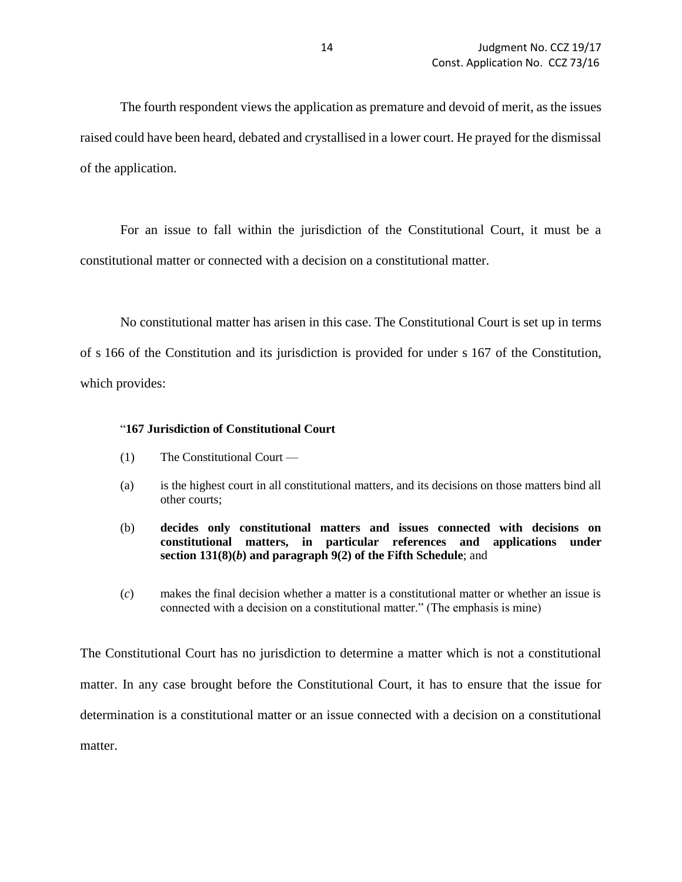The fourth respondent views the application as premature and devoid of merit, as the issues raised could have been heard, debated and crystallised in a lower court. He prayed for the dismissal of the application.

For an issue to fall within the jurisdiction of the Constitutional Court, it must be a constitutional matter or connected with a decision on a constitutional matter.

No constitutional matter has arisen in this case. The Constitutional Court is set up in terms of s 166 of the Constitution and its jurisdiction is provided for under s 167 of the Constitution, which provides:

> "**167 Jurisdiction of Constitutional Court**
>
> (1) The Constitutional Court —
>
> (a) is the highest court in all constitutional matters, and its decisions on those matters bind all other courts;
>
> (b) **decides only constitutional matters and issues connected with decisions on constitutional matters, in particular references and applications under section 131(8)(*b*) and paragraph 9(2) of the Fifth Schedule**; and
>
> (*c*) makes the final decision whether a matter is a constitutional matter or whether an issue is connected with a decision on a constitutional matter." (The emphasis is mine)

The Constitutional Court has no jurisdiction to determine a matter which is not a constitutional matter. In any case brought before the Constitutional Court, it has to ensure that the issue for determination is a constitutional matter or an issue connected with a decision on a constitutional matter.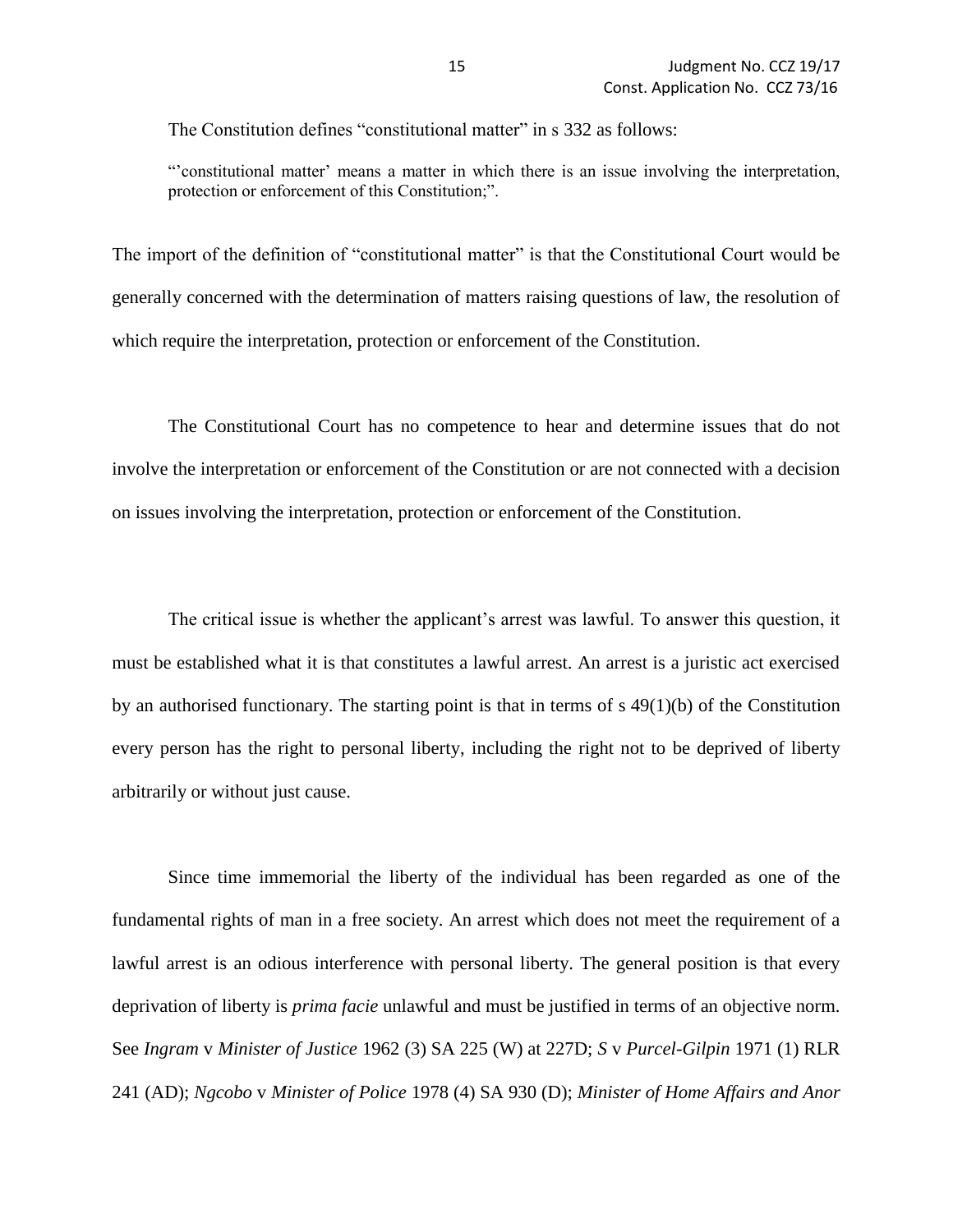The Constitution defines "constitutional matter" in s 332 as follows:

> "'constitutional matter' means a matter in which there is an issue involving the interpretation, protection or enforcement of this Constitution;".

The import of the definition of "constitutional matter" is that the Constitutional Court would be generally concerned with the determination of matters raising questions of law, the resolution of which require the interpretation, protection or enforcement of the Constitution.

The Constitutional Court has no competence to hear and determine issues that do not involve the interpretation or enforcement of the Constitution or are not connected with a decision on issues involving the interpretation, protection or enforcement of the Constitution.

The critical issue is whether the applicant's arrest was lawful. To answer this question, it must be established what it is that constitutes a lawful arrest. An arrest is a juristic act exercised by an authorised functionary. The starting point is that in terms of s 49(1)(b) of the Constitution every person has the right to personal liberty, including the right not to be deprived of liberty arbitrarily or without just cause.

Since time immemorial the liberty of the individual has been regarded as one of the fundamental rights of man in a free society. An arrest which does not meet the requirement of a lawful arrest is an odious interference with personal liberty. The general position is that every deprivation of liberty is *prima facie* unlawful and must be justified in terms of an objective norm. See *Ingram* v *Minister of Justice* 1962 (3) SA 225 (W) at 227D; *S* v *Purcel-Gilpin* 1971 (1) RLR 241 (AD); *Ngcobo* v *Minister of Police* 1978 (4) SA 930 (D); *Minister of Home Affairs and Anor*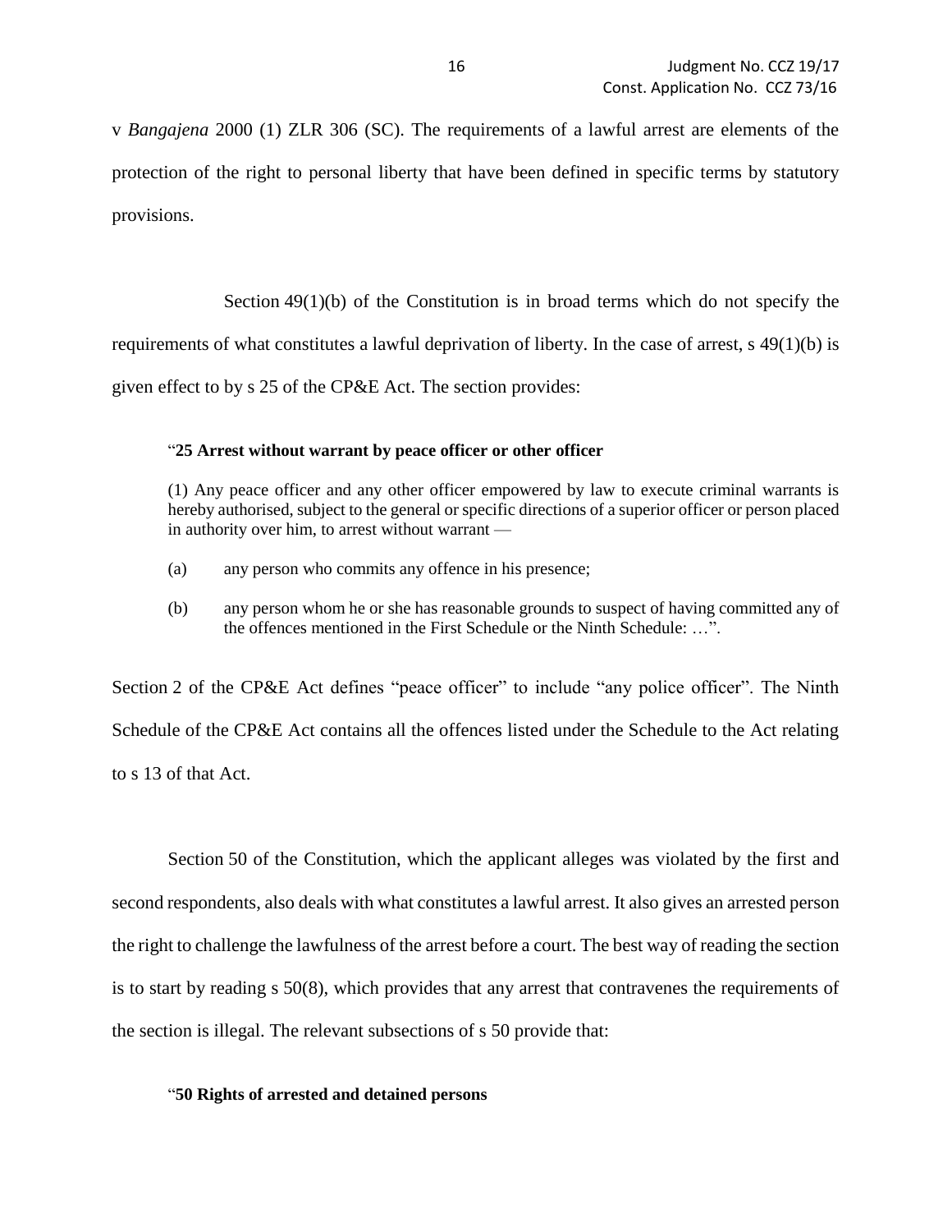v *Bangajena* 2000 (1) ZLR 306 (SC). The requirements of a lawful arrest are elements of the protection of the right to personal liberty that have been defined in specific terms by statutory provisions.

Section 49(1)(b) of the Constitution is in broad terms which do not specify the requirements of what constitutes a lawful deprivation of liberty. In the case of arrest, s 49(1)(b) is given effect to by s 25 of the CP&E Act. The section provides:

> "**25 Arrest without warrant by peace officer or other officer**
>
> (1) Any peace officer and any other officer empowered by law to execute criminal warrants is hereby authorised, subject to the general or specific directions of a superior officer or person placed in authority over him, to arrest without warrant —
>
> (a) any person who commits any offence in his presence;
>
> (b) any person whom he or she has reasonable grounds to suspect of having committed any of the offences mentioned in the First Schedule or the Ninth Schedule: …".

Section 2 of the CP&E Act defines "peace officer" to include "any police officer". The Ninth Schedule of the CP&E Act contains all the offences listed under the Schedule to the Act relating to s 13 of that Act.

Section 50 of the Constitution, which the applicant alleges was violated by the first and second respondents, also deals with what constitutes a lawful arrest. It also gives an arrested person the right to challenge the lawfulness of the arrest before a court. The best way of reading the section is to start by reading s 50(8), which provides that any arrest that contravenes the requirements of the section is illegal. The relevant subsections of s 50 provide that:

> "**50 Rights of arrested and detained persons**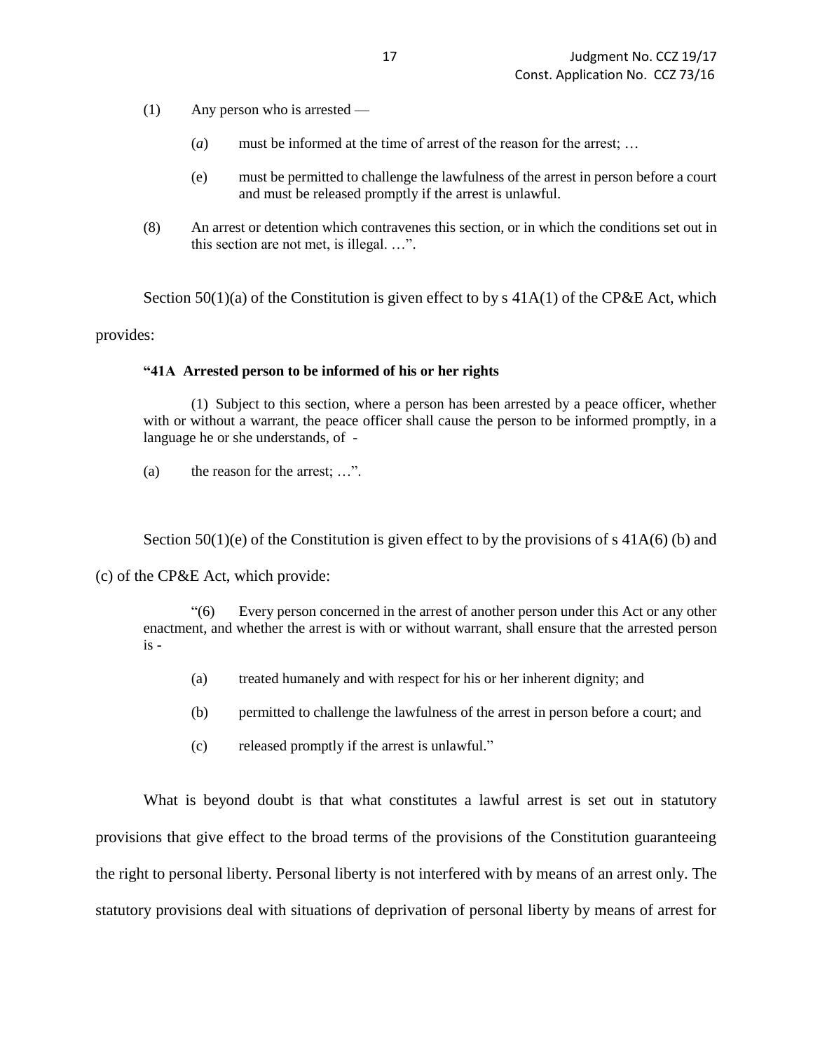> (1) Any person who is arrested —
>
> (*a*) must be informed at the time of arrest of the reason for the arrest; …
>
> (e) must be permitted to challenge the lawfulness of the arrest in person before a court and must be released promptly if the arrest is unlawful.
>
> (8) An arrest or detention which contravenes this section, or in which the conditions set out in this section are not met, is illegal. …".

Section 50(1)(a) of the Constitution is given effect to by s 41A(1) of the CP&E Act, which provides:

> **"41A Arrested person to be informed of his or her rights**
>
> (1) Subject to this section, where a person has been arrested by a peace officer, whether with or without a warrant, the peace officer shall cause the person to be informed promptly, in a language he or she understands, of -
>
> (a) the reason for the arrest; …".

Section 50(1)(e) of the Constitution is given effect to by the provisions of s 41A(6) (b) and (c) of the CP&E Act, which provide:

> "(6) Every person concerned in the arrest of another person under this Act or any other enactment, and whether the arrest is with or without warrant, shall ensure that the arrested person is -
>
> (a) treated humanely and with respect for his or her inherent dignity; and
>
> (b) permitted to challenge the lawfulness of the arrest in person before a court; and
>
> (c) released promptly if the arrest is unlawful."

What is beyond doubt is that what constitutes a lawful arrest is set out in statutory provisions that give effect to the broad terms of the provisions of the Constitution guaranteeing the right to personal liberty. Personal liberty is not interfered with by means of an arrest only. The statutory provisions deal with situations of deprivation of personal liberty by means of arrest for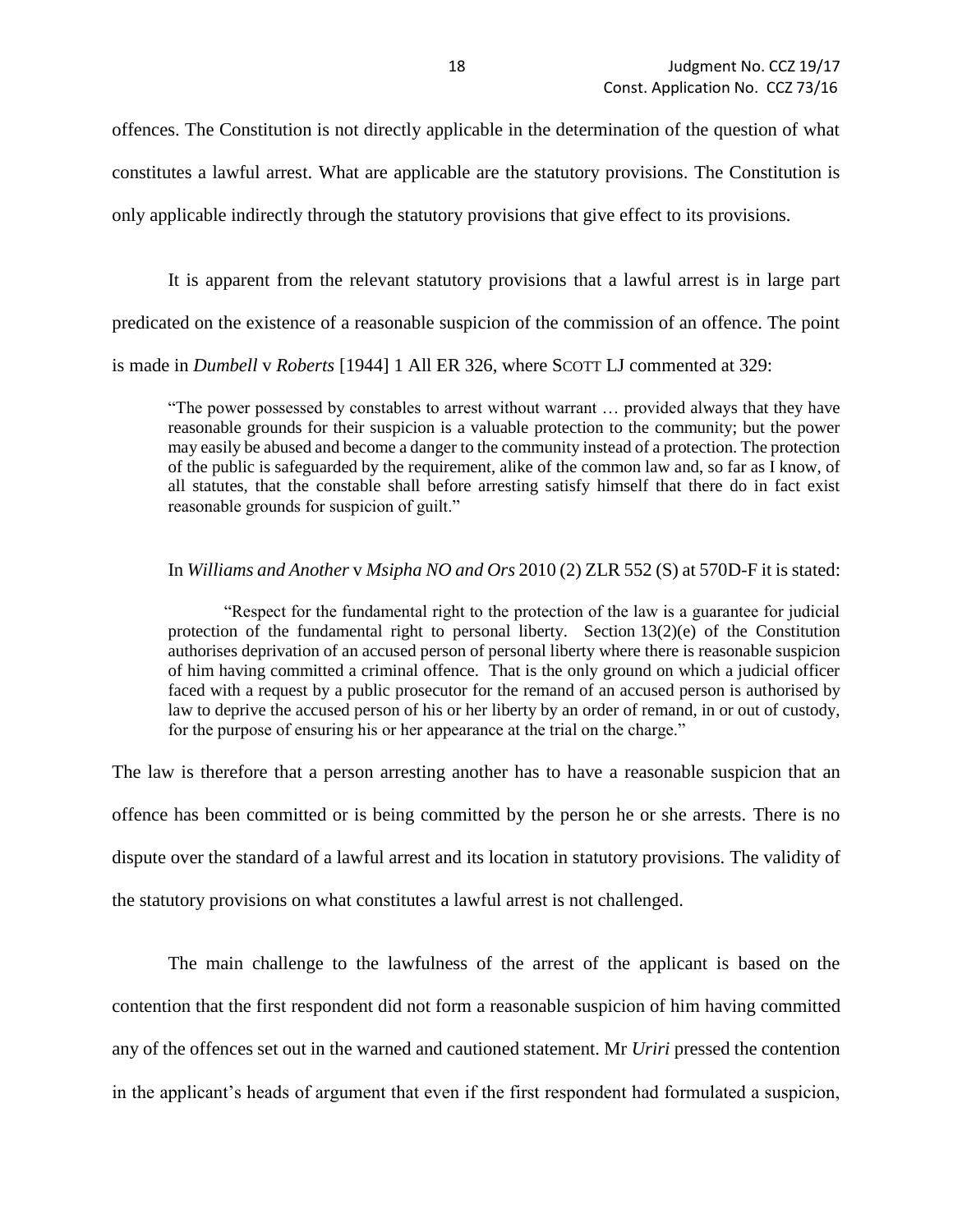offences. The Constitution is not directly applicable in the determination of the question of what constitutes a lawful arrest. What are applicable are the statutory provisions. The Constitution is only applicable indirectly through the statutory provisions that give effect to its provisions.

It is apparent from the relevant statutory provisions that a lawful arrest is in large part predicated on the existence of a reasonable suspicion of the commission of an offence. The point is made in *Dumbell* v *Roberts* [1944] 1 All ER 326, where SCOTT LJ commented at 329:

> "The power possessed by constables to arrest without warrant … provided always that they have reasonable grounds for their suspicion is a valuable protection to the community; but the power may easily be abused and become a danger to the community instead of a protection. The protection of the public is safeguarded by the requirement, alike of the common law and, so far as I know, of all statutes, that the constable shall before arresting satisfy himself that there do in fact exist reasonable grounds for suspicion of guilt."

In *Williams and Another* v *Msipha NO and Ors* 2010 (2) ZLR 552 (S) at 570D-F it is stated:

> "Respect for the fundamental right to the protection of the law is a guarantee for judicial protection of the fundamental right to personal liberty. Section 13(2)(e) of the Constitution authorises deprivation of an accused person of personal liberty where there is reasonable suspicion of him having committed a criminal offence. That is the only ground on which a judicial officer faced with a request by a public prosecutor for the remand of an accused person is authorised by law to deprive the accused person of his or her liberty by an order of remand, in or out of custody, for the purpose of ensuring his or her appearance at the trial on the charge."

The law is therefore that a person arresting another has to have a reasonable suspicion that an offence has been committed or is being committed by the person he or she arrests. There is no dispute over the standard of a lawful arrest and its location in statutory provisions. The validity of the statutory provisions on what constitutes a lawful arrest is not challenged.

The main challenge to the lawfulness of the arrest of the applicant is based on the contention that the first respondent did not form a reasonable suspicion of him having committed any of the offences set out in the warned and cautioned statement. Mr *Uriri* pressed the contention in the applicant's heads of argument that even if the first respondent had formulated a suspicion,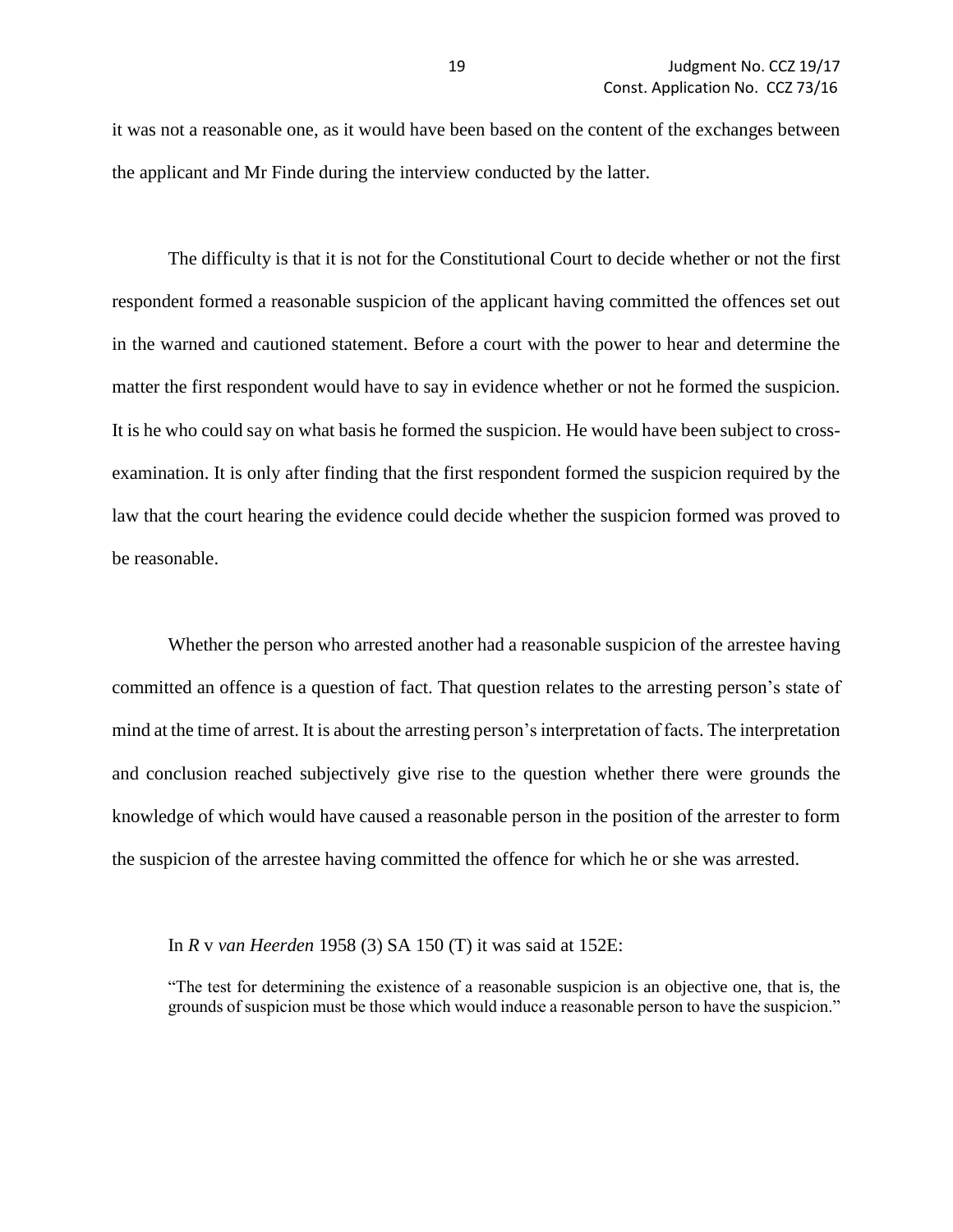it was not a reasonable one, as it would have been based on the content of the exchanges between the applicant and Mr Finde during the interview conducted by the latter.

The difficulty is that it is not for the Constitutional Court to decide whether or not the first respondent formed a reasonable suspicion of the applicant having committed the offences set out in the warned and cautioned statement. Before a court with the power to hear and determine the matter the first respondent would have to say in evidence whether or not he formed the suspicion. It is he who could say on what basis he formed the suspicion. He would have been subject to cross-examination. It is only after finding that the first respondent formed the suspicion required by the law that the court hearing the evidence could decide whether the suspicion formed was proved to be reasonable.

Whether the person who arrested another had a reasonable suspicion of the arrestee having committed an offence is a question of fact. That question relates to the arresting person's state of mind at the time of arrest. It is about the arresting person's interpretation of facts. The interpretation and conclusion reached subjectively give rise to the question whether there were grounds the knowledge of which would have caused a reasonable person in the position of the arrester to form the suspicion of the arrestee having committed the offence for which he or she was arrested.

In *R* v *van Heerden* 1958 (3) SA 150 (T) it was said at 152E:

> "The test for determining the existence of a reasonable suspicion is an objective one, that is, the grounds of suspicion must be those which would induce a reasonable person to have the suspicion."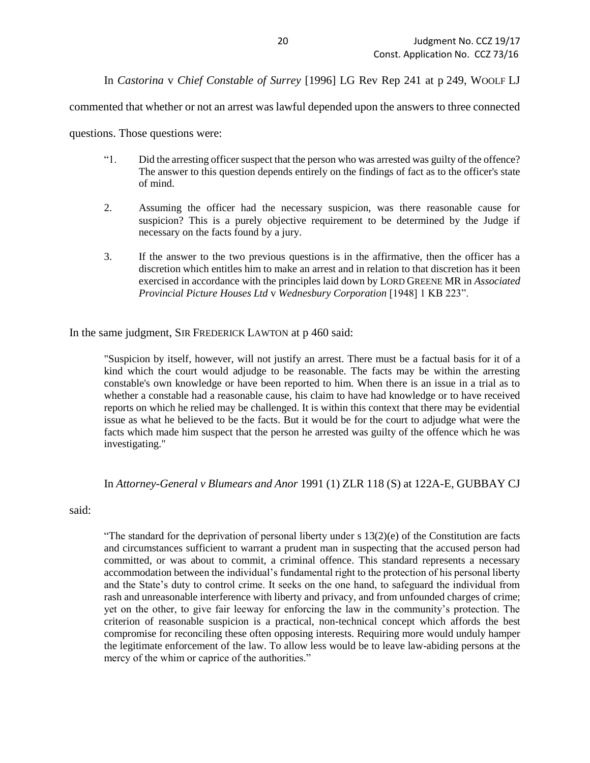In *Castorina* v *Chief Constable of Surrey* [1996] LG Rev Rep 241 at p 249, WOOLF LJ commented that whether or not an arrest was lawful depended upon the answers to three connected questions. Those questions were:

> "1. Did the arresting officer suspect that the person who was arrested was guilty of the offence? The answer to this question depends entirely on the findings of fact as to the officer's state of mind.
>
> 2. Assuming the officer had the necessary suspicion, was there reasonable cause for suspicion? This is a purely objective requirement to be determined by the Judge if necessary on the facts found by a jury.
>
> 3. If the answer to the two previous questions is in the affirmative, then the officer has a discretion which entitles him to make an arrest and in relation to that discretion has it been exercised in accordance with the principles laid down by LORD GREENE MR in *Associated Provincial Picture Houses Ltd* v *Wednesbury Corporation* [1948] 1 KB 223".

In the same judgment, SIR FREDERICK LAWTON at p 460 said:

> "Suspicion by itself, however, will not justify an arrest. There must be a factual basis for it of a kind which the court would adjudge to be reasonable. The facts may be within the arresting constable's own knowledge or have been reported to him. When there is an issue in a trial as to whether a constable had a reasonable cause, his claim to have had knowledge or to have received reports on which he relied may be challenged. It is within this context that there may be evidential issue as what he believed to be the facts. But it would be for the court to adjudge what were the facts which made him suspect that the person he arrested was guilty of the offence which he was investigating."

In *Attorney-General v Blumears and Anor* 1991 (1) ZLR 118 (S) at 122A-E, GUBBAY CJ said:

> "The standard for the deprivation of personal liberty under s 13(2)(e) of the Constitution are facts and circumstances sufficient to warrant a prudent man in suspecting that the accused person had committed, or was about to commit, a criminal offence. This standard represents a necessary accommodation between the individual's fundamental right to the protection of his personal liberty and the State's duty to control crime. It seeks on the one hand, to safeguard the individual from rash and unreasonable interference with liberty and privacy, and from unfounded charges of crime; yet on the other, to give fair leeway for enforcing the law in the community's protection. The criterion of reasonable suspicion is a practical, non-technical concept which affords the best compromise for reconciling these often opposing interests. Requiring more would unduly hamper the legitimate enforcement of the law. To allow less would be to leave law-abiding persons at the mercy of the whim or caprice of the authorities."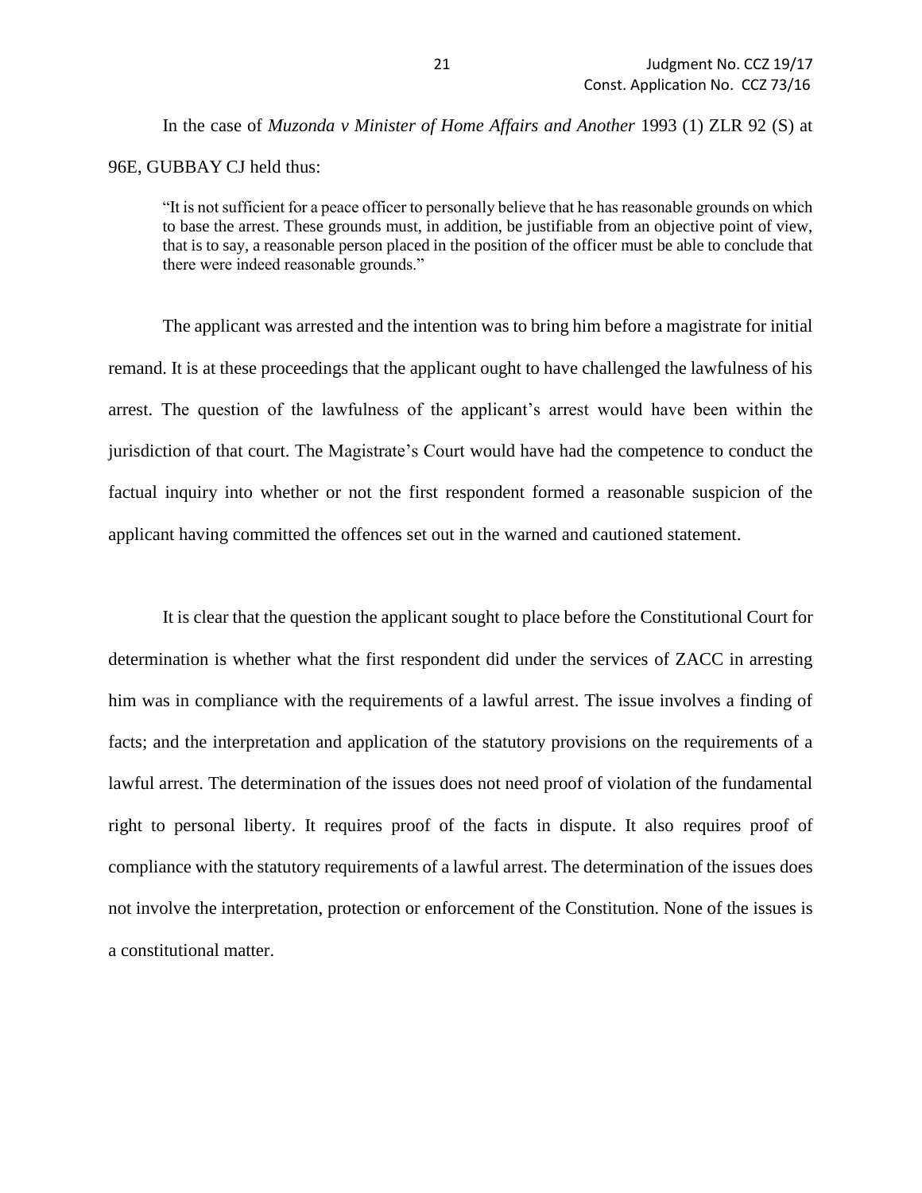In the case of *Muzonda v Minister of Home Affairs and Another* 1993 (1) ZLR 92 (S) at 96E, GUBBAY CJ held thus:

> "It is not sufficient for a peace officer to personally believe that he has reasonable grounds on which to base the arrest. These grounds must, in addition, be justifiable from an objective point of view, that is to say, a reasonable person placed in the position of the officer must be able to conclude that there were indeed reasonable grounds."

The applicant was arrested and the intention was to bring him before a magistrate for initial remand. It is at these proceedings that the applicant ought to have challenged the lawfulness of his arrest. The question of the lawfulness of the applicant's arrest would have been within the jurisdiction of that court. The Magistrate's Court would have had the competence to conduct the factual inquiry into whether or not the first respondent formed a reasonable suspicion of the applicant having committed the offences set out in the warned and cautioned statement.

It is clear that the question the applicant sought to place before the Constitutional Court for determination is whether what the first respondent did under the services of ZACC in arresting him was in compliance with the requirements of a lawful arrest. The issue involves a finding of facts; and the interpretation and application of the statutory provisions on the requirements of a lawful arrest. The determination of the issues does not need proof of violation of the fundamental right to personal liberty. It requires proof of the facts in dispute. It also requires proof of compliance with the statutory requirements of a lawful arrest. The determination of the issues does not involve the interpretation, protection or enforcement of the Constitution. None of the issues is a constitutional matter.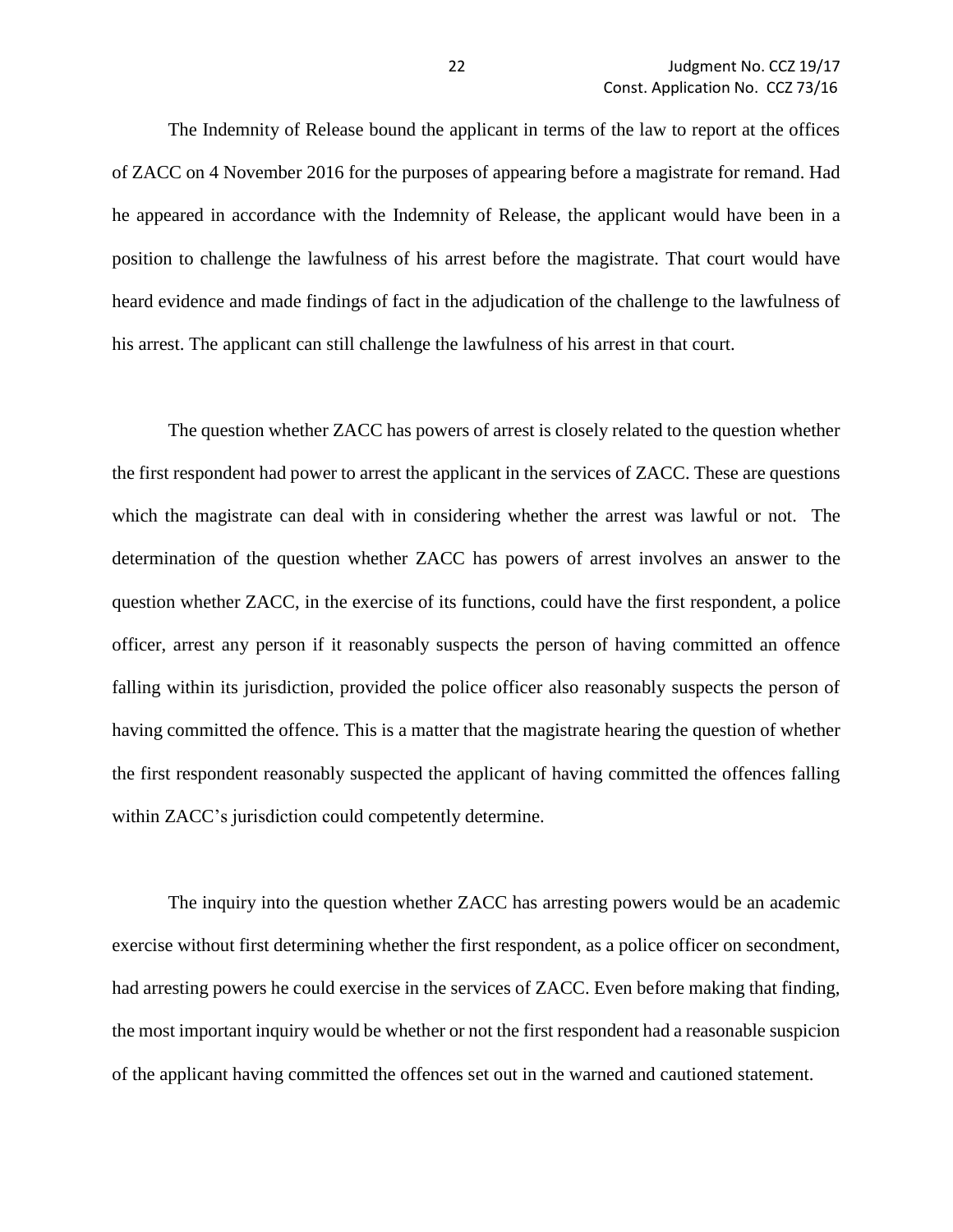The Indemnity of Release bound the applicant in terms of the law to report at the offices of ZACC on 4 November 2016 for the purposes of appearing before a magistrate for remand. Had he appeared in accordance with the Indemnity of Release, the applicant would have been in a position to challenge the lawfulness of his arrest before the magistrate. That court would have heard evidence and made findings of fact in the adjudication of the challenge to the lawfulness of his arrest. The applicant can still challenge the lawfulness of his arrest in that court.

The question whether ZACC has powers of arrest is closely related to the question whether the first respondent had power to arrest the applicant in the services of ZACC. These are questions which the magistrate can deal with in considering whether the arrest was lawful or not. The determination of the question whether ZACC has powers of arrest involves an answer to the question whether ZACC, in the exercise of its functions, could have the first respondent, a police officer, arrest any person if it reasonably suspects the person of having committed an offence falling within its jurisdiction, provided the police officer also reasonably suspects the person of having committed the offence. This is a matter that the magistrate hearing the question of whether the first respondent reasonably suspected the applicant of having committed the offences falling within ZACC's jurisdiction could competently determine.

The inquiry into the question whether ZACC has arresting powers would be an academic exercise without first determining whether the first respondent, as a police officer on secondment, had arresting powers he could exercise in the services of ZACC. Even before making that finding, the most important inquiry would be whether or not the first respondent had a reasonable suspicion of the applicant having committed the offences set out in the warned and cautioned statement.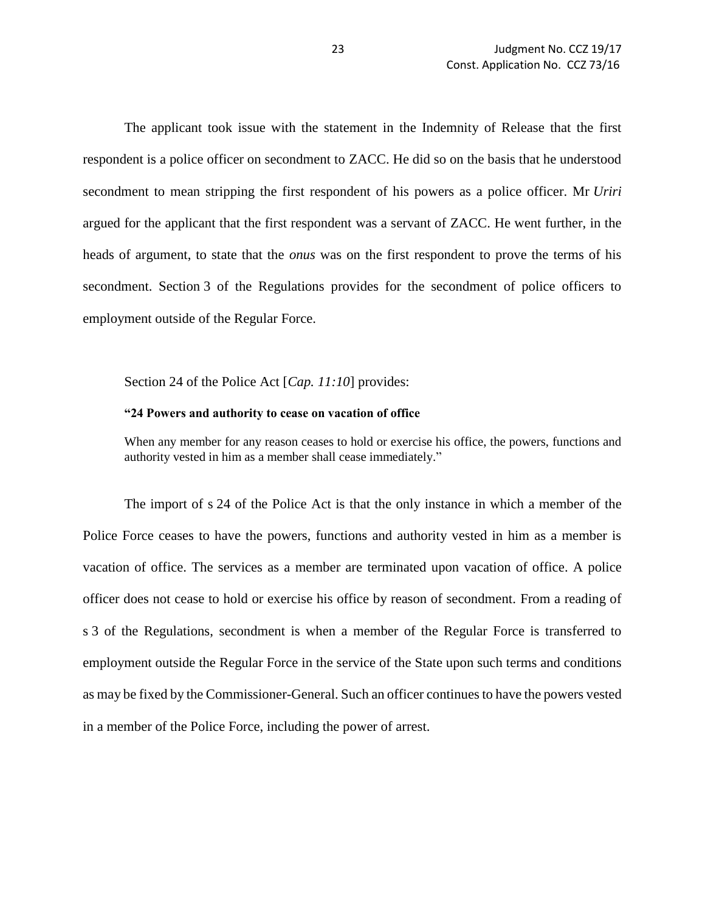The applicant took issue with the statement in the Indemnity of Release that the first respondent is a police officer on secondment to ZACC. He did so on the basis that he understood secondment to mean stripping the first respondent of his powers as a police officer. Mr *Uriri* argued for the applicant that the first respondent was a servant of ZACC. He went further, in the heads of argument, to state that the *onus* was on the first respondent to prove the terms of his secondment. Section 3 of the Regulations provides for the secondment of police officers to employment outside of the Regular Force.

Section 24 of the Police Act [*Cap. 11:10*] provides:

> **"24 Powers and authority to cease on vacation of office**
>
> When any member for any reason ceases to hold or exercise his office, the powers, functions and authority vested in him as a member shall cease immediately."

The import of s 24 of the Police Act is that the only instance in which a member of the Police Force ceases to have the powers, functions and authority vested in him as a member is vacation of office. The services as a member are terminated upon vacation of office. A police officer does not cease to hold or exercise his office by reason of secondment. From a reading of s 3 of the Regulations, secondment is when a member of the Regular Force is transferred to employment outside the Regular Force in the service of the State upon such terms and conditions as may be fixed by the Commissioner-General. Such an officer continues to have the powers vested in a member of the Police Force, including the power of arrest.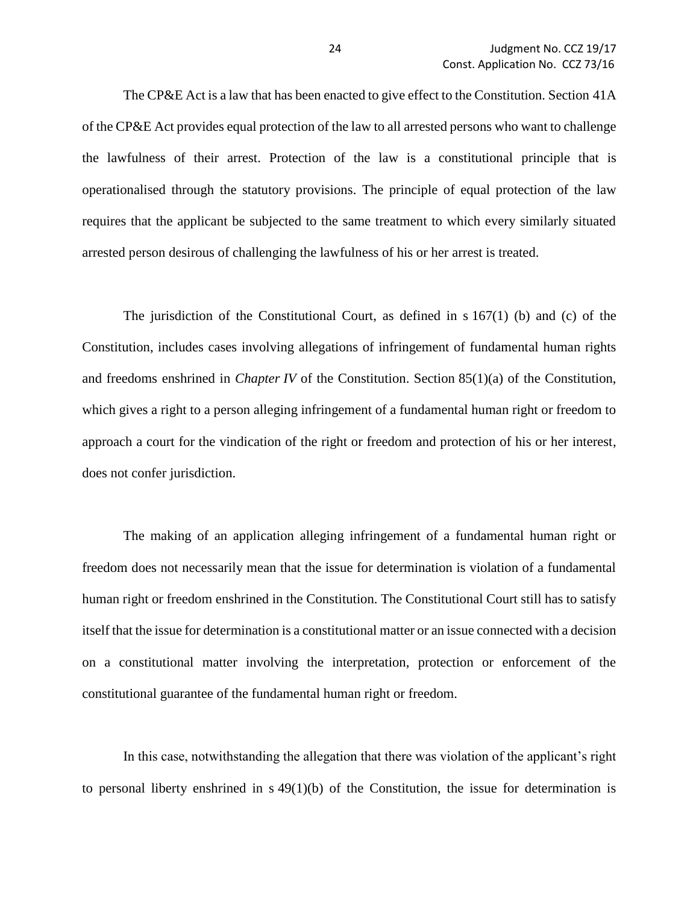The CP&E Act is a law that has been enacted to give effect to the Constitution. Section 41A of the CP&E Act provides equal protection of the law to all arrested persons who want to challenge the lawfulness of their arrest. Protection of the law is a constitutional principle that is operationalised through the statutory provisions. The principle of equal protection of the law requires that the applicant be subjected to the same treatment to which every similarly situated arrested person desirous of challenging the lawfulness of his or her arrest is treated.

The jurisdiction of the Constitutional Court, as defined in s 167(1) (b) and (c) of the Constitution, includes cases involving allegations of infringement of fundamental human rights and freedoms enshrined in *Chapter IV* of the Constitution. Section 85(1)(a) of the Constitution, which gives a right to a person alleging infringement of a fundamental human right or freedom to approach a court for the vindication of the right or freedom and protection of his or her interest, does not confer jurisdiction.

The making of an application alleging infringement of a fundamental human right or freedom does not necessarily mean that the issue for determination is violation of a fundamental human right or freedom enshrined in the Constitution. The Constitutional Court still has to satisfy itself that the issue for determination is a constitutional matter or an issue connected with a decision on a constitutional matter involving the interpretation, protection or enforcement of the constitutional guarantee of the fundamental human right or freedom.

In this case, notwithstanding the allegation that there was violation of the applicant's right to personal liberty enshrined in s 49(1)(b) of the Constitution, the issue for determination is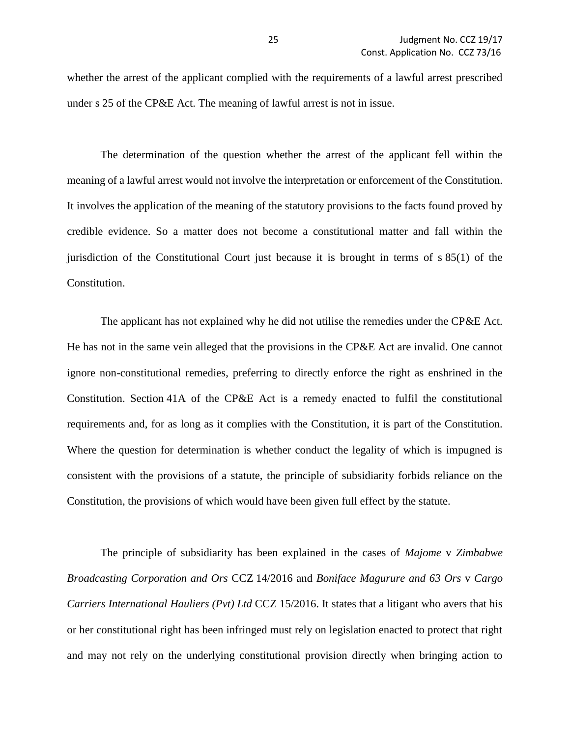whether the arrest of the applicant complied with the requirements of a lawful arrest prescribed under s 25 of the CP&E Act. The meaning of lawful arrest is not in issue.

The determination of the question whether the arrest of the applicant fell within the meaning of a lawful arrest would not involve the interpretation or enforcement of the Constitution. It involves the application of the meaning of the statutory provisions to the facts found proved by credible evidence. So a matter does not become a constitutional matter and fall within the jurisdiction of the Constitutional Court just because it is brought in terms of s 85(1) of the Constitution.

The applicant has not explained why he did not utilise the remedies under the CP&E Act. He has not in the same vein alleged that the provisions in the CP&E Act are invalid. One cannot ignore non-constitutional remedies, preferring to directly enforce the right as enshrined in the Constitution. Section 41A of the CP&E Act is a remedy enacted to fulfil the constitutional requirements and, for as long as it complies with the Constitution, it is part of the Constitution. Where the question for determination is whether conduct the legality of which is impugned is consistent with the provisions of a statute, the principle of subsidiarity forbids reliance on the Constitution, the provisions of which would have been given full effect by the statute.

The principle of subsidiarity has been explained in the cases of *Majome* v *Zimbabwe Broadcasting Corporation and Ors* CCZ 14/2016 and *Boniface Magurure and 63 Ors* v *Cargo Carriers International Hauliers (Pvt) Ltd* CCZ 15/2016. It states that a litigant who avers that his or her constitutional right has been infringed must rely on legislation enacted to protect that right and may not rely on the underlying constitutional provision directly when bringing action to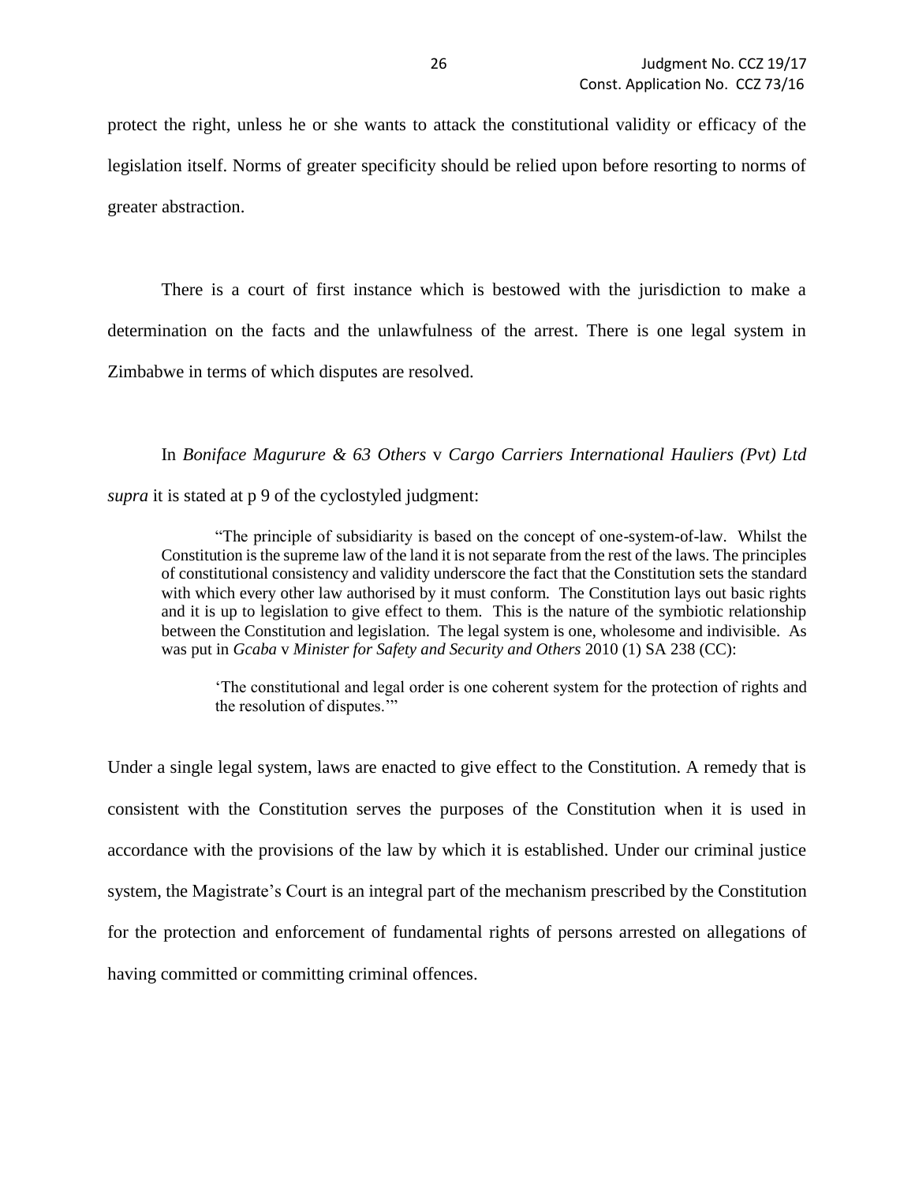protect the right, unless he or she wants to attack the constitutional validity or efficacy of the legislation itself. Norms of greater specificity should be relied upon before resorting to norms of greater abstraction.

There is a court of first instance which is bestowed with the jurisdiction to make a determination on the facts and the unlawfulness of the arrest. There is one legal system in Zimbabwe in terms of which disputes are resolved.

In *Boniface Magurure & 63 Others* v *Cargo Carriers International Hauliers (Pvt) Ltd supra* it is stated at p 9 of the cyclostyled judgment:

> "The principle of subsidiarity is based on the concept of one-system-of-law. Whilst the Constitution is the supreme law of the land it is not separate from the rest of the laws. The principles of constitutional consistency and validity underscore the fact that the Constitution sets the standard with which every other law authorised by it must conform. The Constitution lays out basic rights and it is up to legislation to give effect to them. This is the nature of the symbiotic relationship between the Constitution and legislation. The legal system is one, wholesome and indivisible. As was put in *Gcaba* v *Minister for Safety and Security and Others* 2010 (1) SA 238 (CC):
>
> > 'The constitutional and legal order is one coherent system for the protection of rights and the resolution of disputes.'"

Under a single legal system, laws are enacted to give effect to the Constitution. A remedy that is consistent with the Constitution serves the purposes of the Constitution when it is used in accordance with the provisions of the law by which it is established. Under our criminal justice system, the Magistrate's Court is an integral part of the mechanism prescribed by the Constitution for the protection and enforcement of fundamental rights of persons arrested on allegations of having committed or committing criminal offences.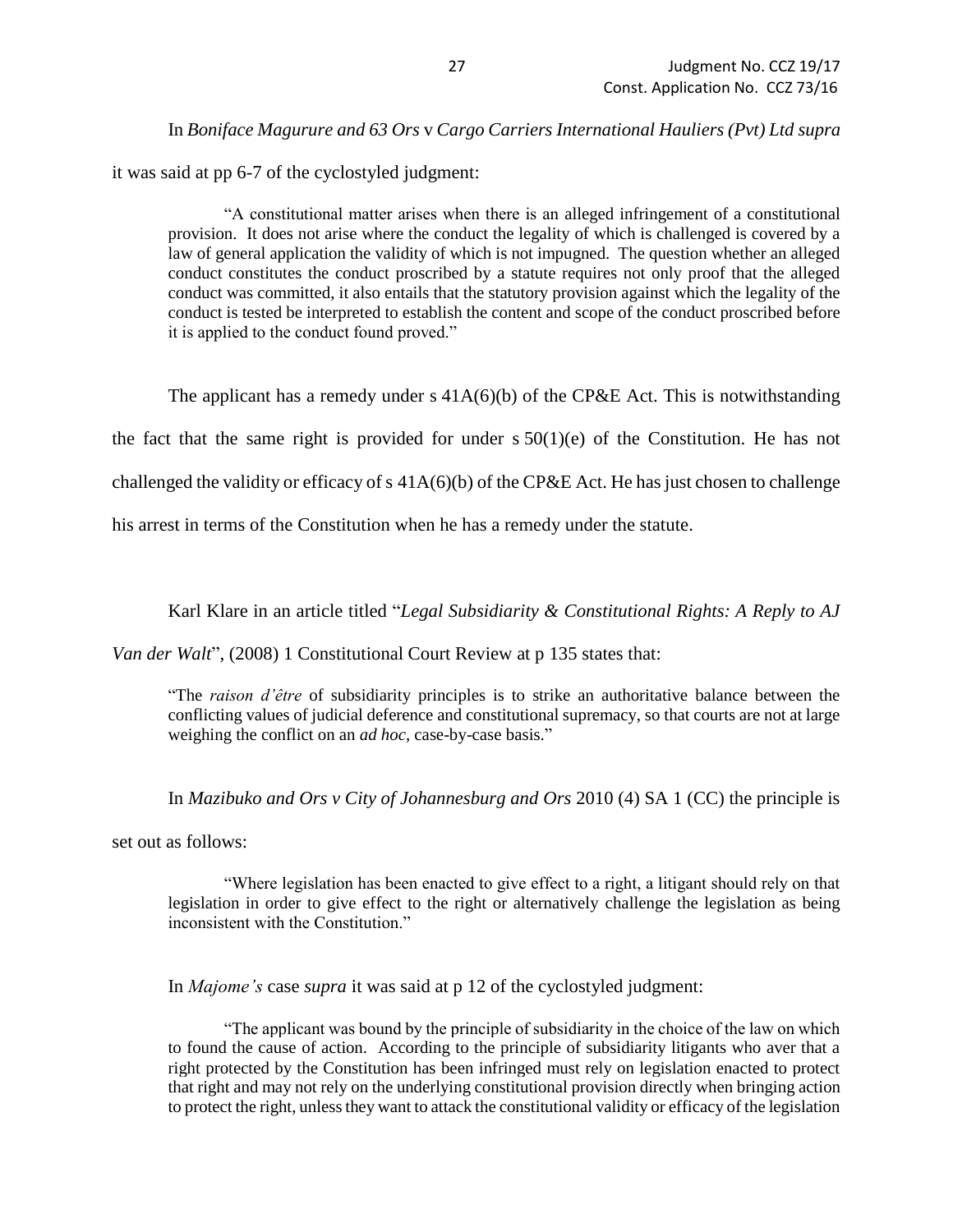In *Boniface Magurure and 63 Ors* v *Cargo Carriers International Hauliers (Pvt) Ltd supra* it was said at pp 6-7 of the cyclostyled judgment:

> "A constitutional matter arises when there is an alleged infringement of a constitutional provision. It does not arise where the conduct the legality of which is challenged is covered by a law of general application the validity of which is not impugned. The question whether an alleged conduct constitutes the conduct proscribed by a statute requires not only proof that the alleged conduct was committed, it also entails that the statutory provision against which the legality of the conduct is tested be interpreted to establish the content and scope of the conduct proscribed before it is applied to the conduct found proved."

The applicant has a remedy under s 41A(6)(b) of the CP&E Act. This is notwithstanding the fact that the same right is provided for under s 50(1)(e) of the Constitution. He has not challenged the validity or efficacy of s 41A(6)(b) of the CP&E Act. He has just chosen to challenge his arrest in terms of the Constitution when he has a remedy under the statute.

Karl Klare in an article titled "*Legal Subsidiarity & Constitutional Rights: A Reply to AJ Van der Walt*", (2008) 1 Constitutional Court Review at p 135 states that:

> "The *raison d'être* of subsidiarity principles is to strike an authoritative balance between the conflicting values of judicial deference and constitutional supremacy, so that courts are not at large weighing the conflict on an *ad hoc*, case-by-case basis."

In *Mazibuko and Ors v City of Johannesburg and Ors* 2010 (4) SA 1 (CC) the principle is set out as follows:

> "Where legislation has been enacted to give effect to a right, a litigant should rely on that legislation in order to give effect to the right or alternatively challenge the legislation as being inconsistent with the Constitution."

In *Majome's* case *supra* it was said at p 12 of the cyclostyled judgment:

> "The applicant was bound by the principle of subsidiarity in the choice of the law on which to found the cause of action. According to the principle of subsidiarity litigants who aver that a right protected by the Constitution has been infringed must rely on legislation enacted to protect that right and may not rely on the underlying constitutional provision directly when bringing action to protect the right, unless they want to attack the constitutional validity or efficacy of the legislation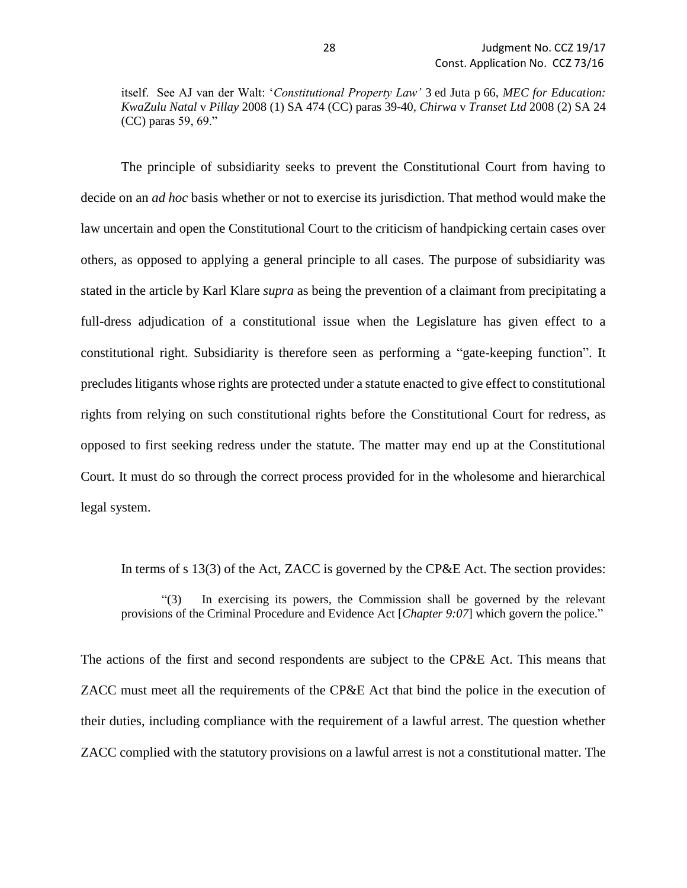itself. See AJ van der Walt: '*Constitutional Property Law'* 3 ed Juta p 66, *MEC for Education: KwaZulu Natal* v *Pillay* 2008 (1) SA 474 (CC) paras 39-40, *Chirwa* v *Transet Ltd* 2008 (2) SA 24 (CC) paras 59, 69."

The principle of subsidiarity seeks to prevent the Constitutional Court from having to decide on an *ad hoc* basis whether or not to exercise its jurisdiction. That method would make the law uncertain and open the Constitutional Court to the criticism of handpicking certain cases over others, as opposed to applying a general principle to all cases. The purpose of subsidiarity was stated in the article by Karl Klare *supra* as being the prevention of a claimant from precipitating a full-dress adjudication of a constitutional issue when the Legislature has given effect to a constitutional right. Subsidiarity is therefore seen as performing a "gate-keeping function". It precludes litigants whose rights are protected under a statute enacted to give effect to constitutional rights from relying on such constitutional rights before the Constitutional Court for redress, as opposed to first seeking redress under the statute. The matter may end up at the Constitutional Court. It must do so through the correct process provided for in the wholesome and hierarchical legal system.

In terms of s 13(3) of the Act, ZACC is governed by the CP&E Act. The section provides:

> "(3) In exercising its powers, the Commission shall be governed by the relevant provisions of the Criminal Procedure and Evidence Act [*Chapter 9:07*] which govern the police."

The actions of the first and second respondents are subject to the CP&E Act. This means that ZACC must meet all the requirements of the CP&E Act that bind the police in the execution of their duties, including compliance with the requirement of a lawful arrest. The question whether ZACC complied with the statutory provisions on a lawful arrest is not a constitutional matter. The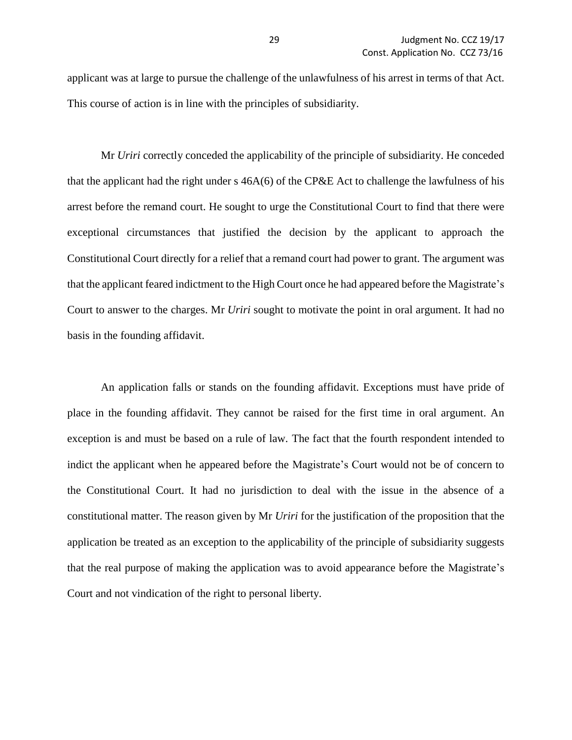applicant was at large to pursue the challenge of the unlawfulness of his arrest in terms of that Act. This course of action is in line with the principles of subsidiarity.

Mr *Uriri* correctly conceded the applicability of the principle of subsidiarity. He conceded that the applicant had the right under s 46A(6) of the CP&E Act to challenge the lawfulness of his arrest before the remand court. He sought to urge the Constitutional Court to find that there were exceptional circumstances that justified the decision by the applicant to approach the Constitutional Court directly for a relief that a remand court had power to grant. The argument was that the applicant feared indictment to the High Court once he had appeared before the Magistrate's Court to answer to the charges. Mr *Uriri* sought to motivate the point in oral argument. It had no basis in the founding affidavit.

An application falls or stands on the founding affidavit. Exceptions must have pride of place in the founding affidavit. They cannot be raised for the first time in oral argument. An exception is and must be based on a rule of law. The fact that the fourth respondent intended to indict the applicant when he appeared before the Magistrate's Court would not be of concern to the Constitutional Court. It had no jurisdiction to deal with the issue in the absence of a constitutional matter. The reason given by Mr *Uriri* for the justification of the proposition that the application be treated as an exception to the applicability of the principle of subsidiarity suggests that the real purpose of making the application was to avoid appearance before the Magistrate's Court and not vindication of the right to personal liberty.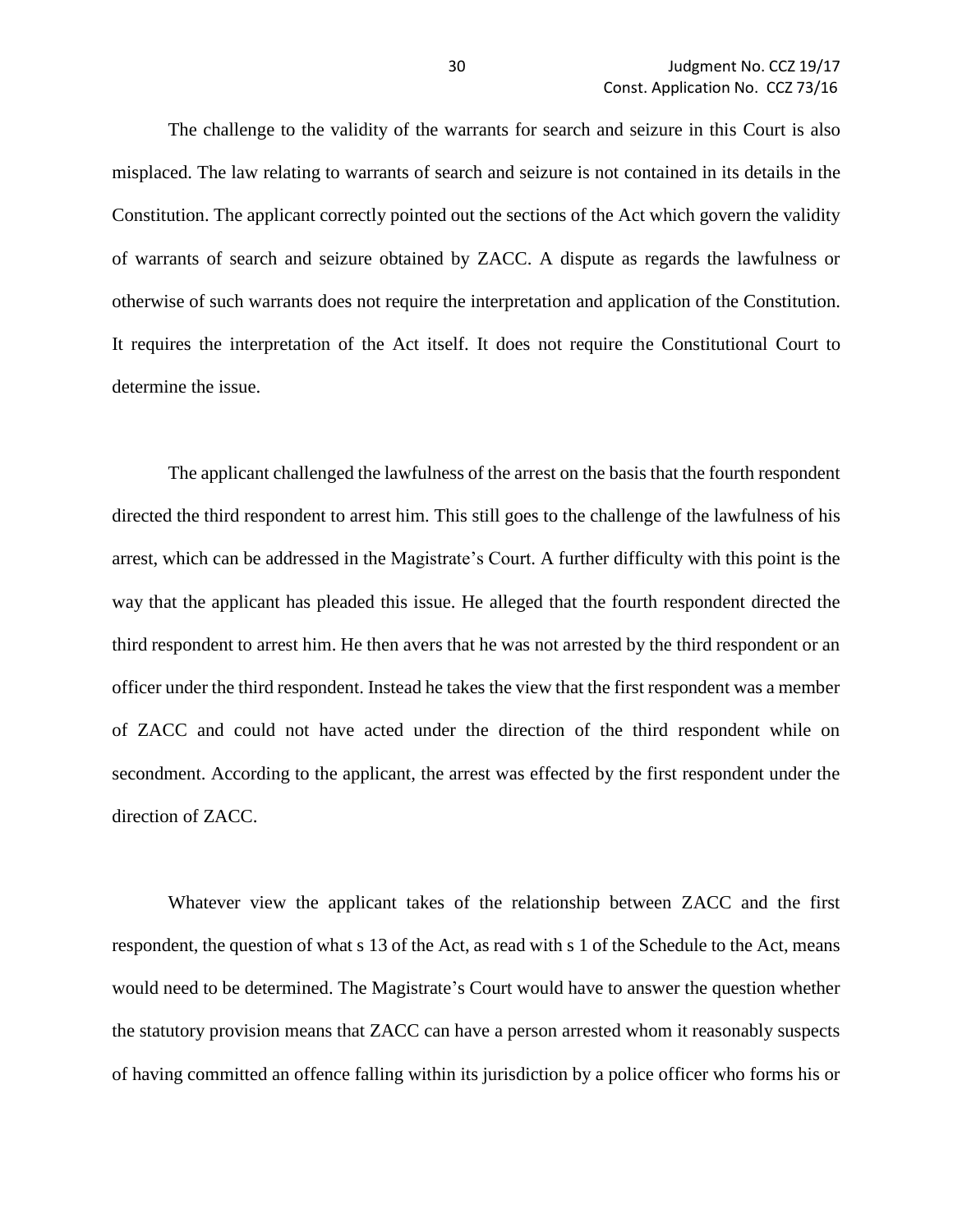The challenge to the validity of the warrants for search and seizure in this Court is also misplaced. The law relating to warrants of search and seizure is not contained in its details in the Constitution. The applicant correctly pointed out the sections of the Act which govern the validity of warrants of search and seizure obtained by ZACC. A dispute as regards the lawfulness or otherwise of such warrants does not require the interpretation and application of the Constitution. It requires the interpretation of the Act itself. It does not require the Constitutional Court to determine the issue.

The applicant challenged the lawfulness of the arrest on the basis that the fourth respondent directed the third respondent to arrest him. This still goes to the challenge of the lawfulness of his arrest, which can be addressed in the Magistrate's Court. A further difficulty with this point is the way that the applicant has pleaded this issue. He alleged that the fourth respondent directed the third respondent to arrest him. He then avers that he was not arrested by the third respondent or an officer under the third respondent. Instead he takes the view that the first respondent was a member of ZACC and could not have acted under the direction of the third respondent while on secondment. According to the applicant, the arrest was effected by the first respondent under the direction of ZACC.

Whatever view the applicant takes of the relationship between ZACC and the first respondent, the question of what s 13 of the Act, as read with s 1 of the Schedule to the Act, means would need to be determined. The Magistrate's Court would have to answer the question whether the statutory provision means that ZACC can have a person arrested whom it reasonably suspects of having committed an offence falling within its jurisdiction by a police officer who forms his or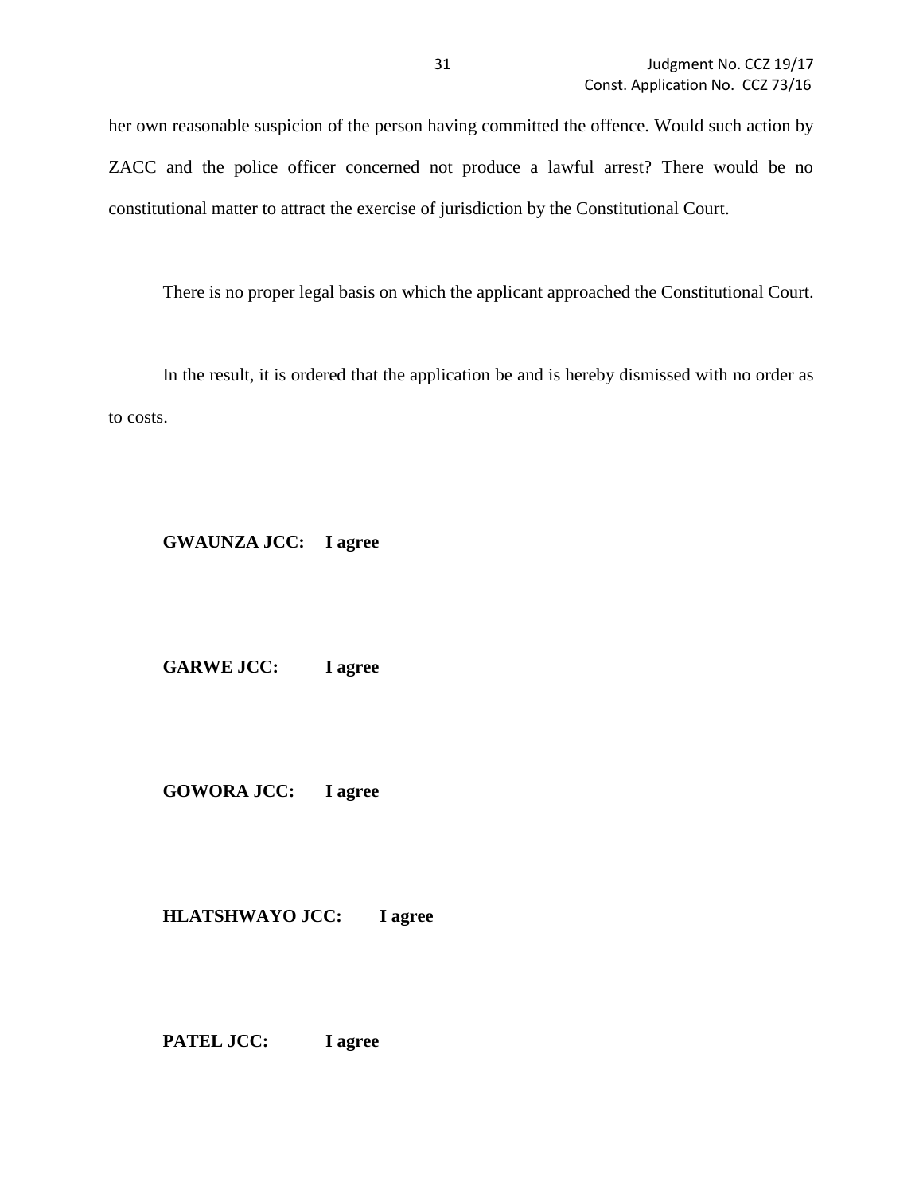her own reasonable suspicion of the person having committed the offence. Would such action by ZACC and the police officer concerned not produce a lawful arrest? There would be no constitutional matter to attract the exercise of jurisdiction by the Constitutional Court.

There is no proper legal basis on which the applicant approached the Constitutional Court.

In the result, it is ordered that the application be and is hereby dismissed with no order as to costs.

**GWAUNZA JCC: I agree**

**GARWE JCC: I agree**

**GOWORA JCC: I agree**

**HLATSHWAYO JCC: I agree**

**PATEL JCC: I agree**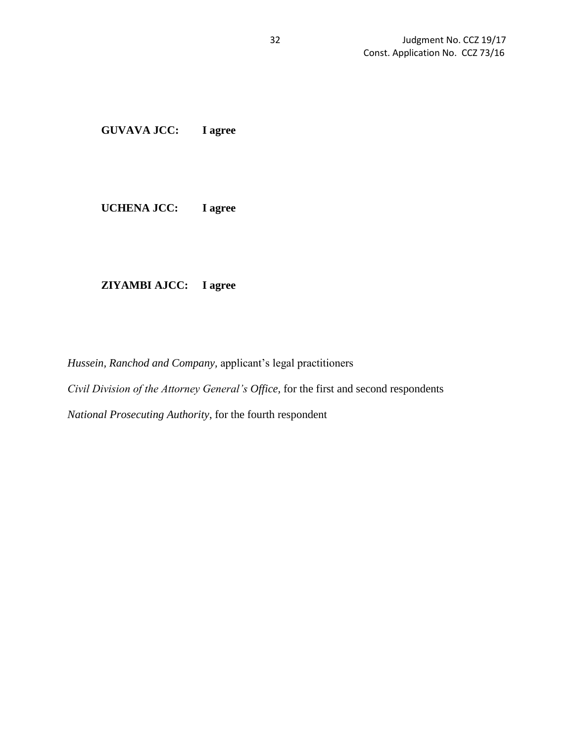**GUVAVA JCC:** **I agree**

**UCHENA JCC:** **I agree**

**ZIYAMBI AJCC:** **I agree**

*Hussein, Ranchod and Company*, applicant's legal practitioners

*Civil Division of the Attorney General's Office,* for the first and second respondents

*National Prosecuting Authority*, for the fourth respondent